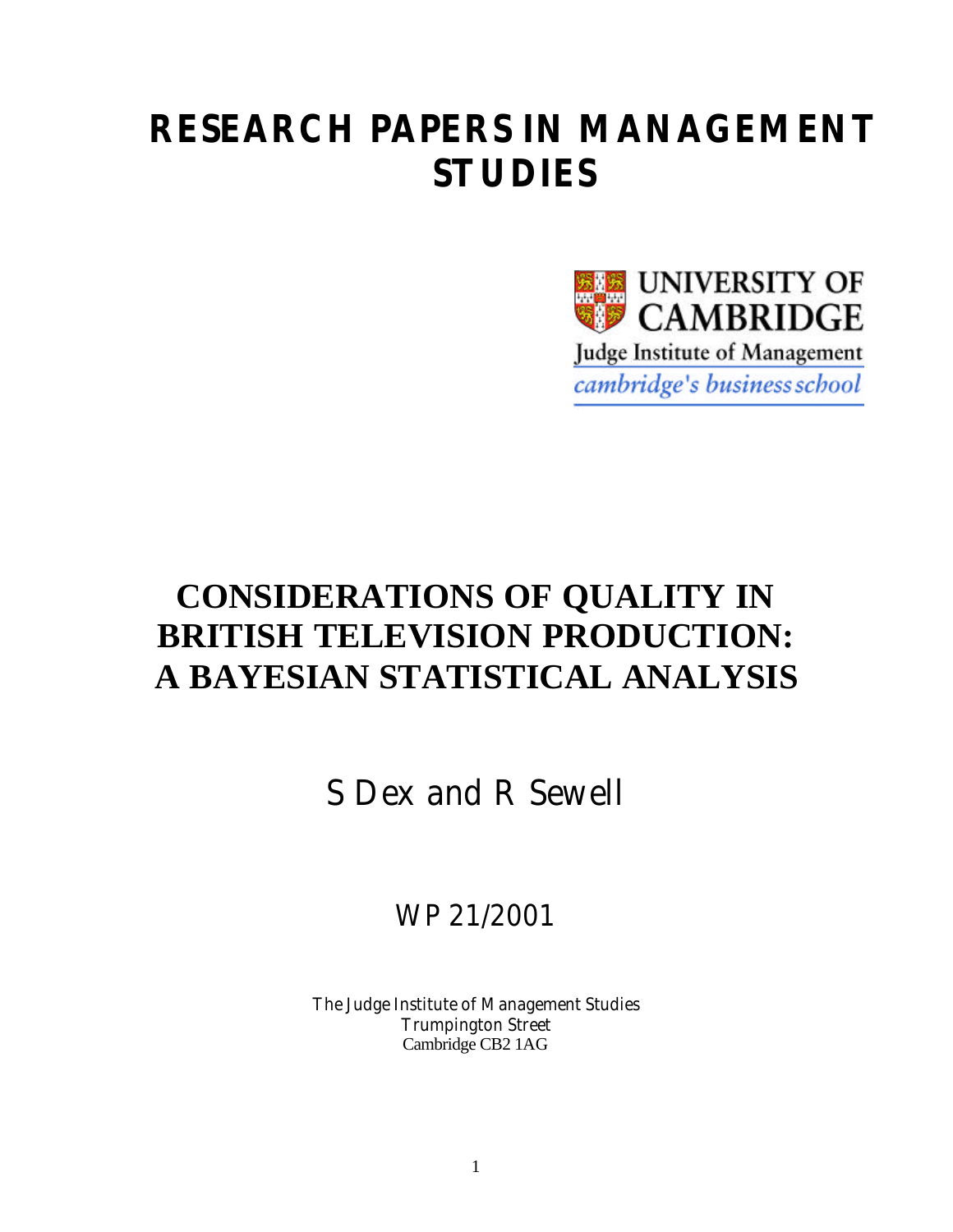# RESEARCH PAPERS IN MANAGEMENT STUDIES

UNIVERSITY OF CAMBRIDGE

Judge Institute of Management

*cambridge's business school*

# CONSIDERATIONS OF QUALITY IN BRITISH TELEVISION PRODUCTION: A BAYESIAN STATISTICAL ANALYSIS

S Dex and R Sewell

WP 21/2001

The Judge Institute of Management Studies
Trumpington Street
Cambridge CB2 1AG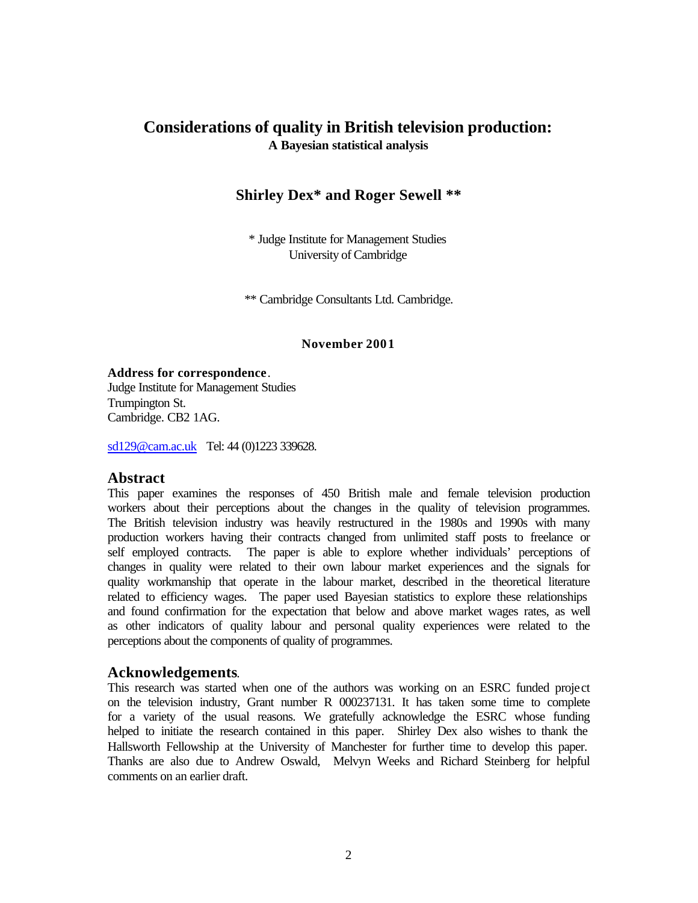# Considerations of quality in British television production:

**A Bayesian statistical analysis**

**Shirley Dex* and Roger Sewell ****

\* Judge Institute for Management Studies
University of Cambridge

** Cambridge Consultants Ltd. Cambridge.

**November 2001**

**Address for correspondence**.
Judge Institute for Management Studies
Trumpington St.
Cambridge. CB2 1AG.

sd129@cam.ac.uk Tel: 44 (0)1223 339628.

## Abstract

This paper examines the responses of 450 British male and female television production workers about their perceptions about the changes in the quality of television programmes. The British television industry was heavily restructured in the 1980s and 1990s with many production workers having their contracts changed from unlimited staff posts to freelance or self employed contracts. The paper is able to explore whether individuals' perceptions of changes in quality were related to their own labour market experiences and the signals for quality workmanship that operate in the labour market, described in the theoretical literature related to efficiency wages. The paper used Bayesian statistics to explore these relationships and found confirmation for the expectation that below and above market wages rates, as well as other indicators of quality labour and personal quality experiences were related to the perceptions about the components of quality of programmes.

## Acknowledgements.

This research was started when one of the authors was working on an ESRC funded project on the television industry, Grant number R 000237131. It has taken some time to complete for a variety of the usual reasons. We gratefully acknowledge the ESRC whose funding helped to initiate the research contained in this paper. Shirley Dex also wishes to thank the Hallsworth Fellowship at the University of Manchester for further time to develop this paper. Thanks are also due to Andrew Oswald, Melvyn Weeks and Richard Steinberg for helpful comments on an earlier draft.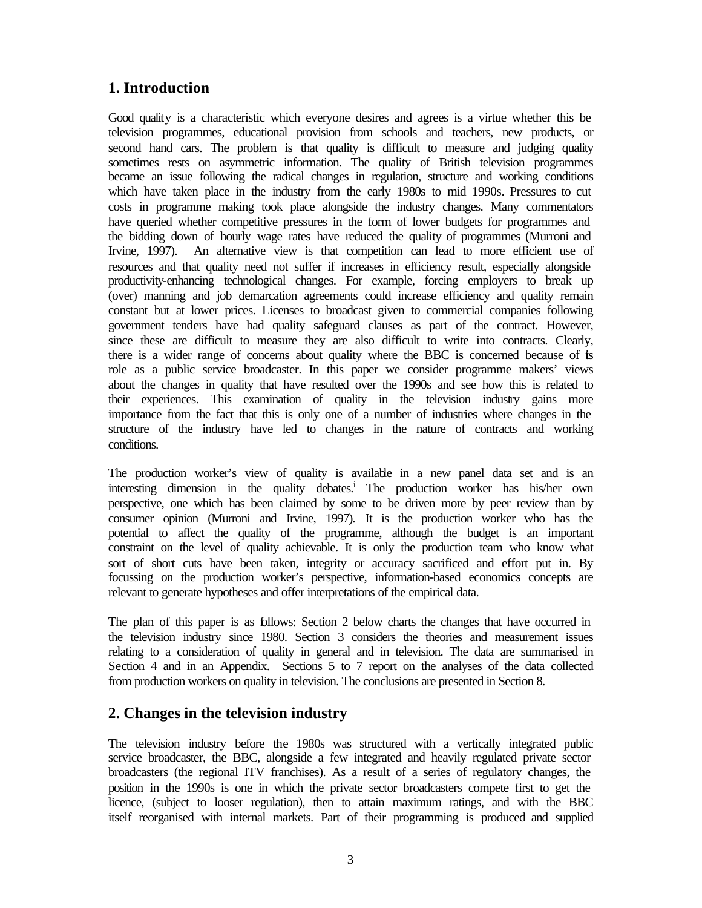## 1. Introduction

Good quality is a characteristic which everyone desires and agrees is a virtue whether this be television programmes, educational provision from schools and teachers, new products, or second hand cars. The problem is that quality is difficult to measure and judging quality sometimes rests on asymmetric information. The quality of British television programmes became an issue following the radical changes in regulation, structure and working conditions which have taken place in the industry from the early 1980s to mid 1990s. Pressures to cut costs in programme making took place alongside the industry changes. Many commentators have queried whether competitive pressures in the form of lower budgets for programmes and the bidding down of hourly wage rates have reduced the quality of programmes (Murroni and Irvine, 1997). An alternative view is that competition can lead to more efficient use of resources and that quality need not suffer if increases in efficiency result, especially alongside productivity-enhancing technological changes. For example, forcing employers to break up (over) manning and job demarcation agreements could increase efficiency and quality remain constant but at lower prices. Licenses to broadcast given to commercial companies following government tenders have had quality safeguard clauses as part of the contract. However, since these are difficult to measure they are also difficult to write into contracts. Clearly, there is a wider range of concerns about quality where the BBC is concerned because of its role as a public service broadcaster. In this paper we consider programme makers' views about the changes in quality that have resulted over the 1990s and see how this is related to their experiences. This examination of quality in the television industry gains more importance from the fact that this is only one of a number of industries where changes in the structure of the industry have led to changes in the nature of contracts and working conditions.

The production worker's view of quality is available in a new panel data set and is an interesting dimension in the quality debates.[i] The production worker has his/her own perspective, one which has been claimed by some to be driven more by peer review than by consumer opinion (Murroni and Irvine, 1997). It is the production worker who has the potential to affect the quality of the programme, although the budget is an important constraint on the level of quality achievable. It is only the production team who know what sort of short cuts have been taken, integrity or accuracy sacrificed and effort put in. By focussing on the production worker's perspective, information-based economics concepts are relevant to generate hypotheses and offer interpretations of the empirical data.

The plan of this paper is as follows: Section 2 below charts the changes that have occurred in the television industry since 1980. Section 3 considers the theories and measurement issues relating to a consideration of quality in general and in television. The data are summarised in Section 4 and in an Appendix. Sections 5 to 7 report on the analyses of the data collected from production workers on quality in television. The conclusions are presented in Section 8.

## 2. Changes in the television industry

The television industry before the 1980s was structured with a vertically integrated public service broadcaster, the BBC, alongside a few integrated and heavily regulated private sector broadcasters (the regional ITV franchises). As a result of a series of regulatory changes, the position in the 1990s is one in which the private sector broadcasters compete first to get the licence, (subject to looser regulation), then to attain maximum ratings, and with the BBC itself reorganised with internal markets. Part of their programming is produced and supplied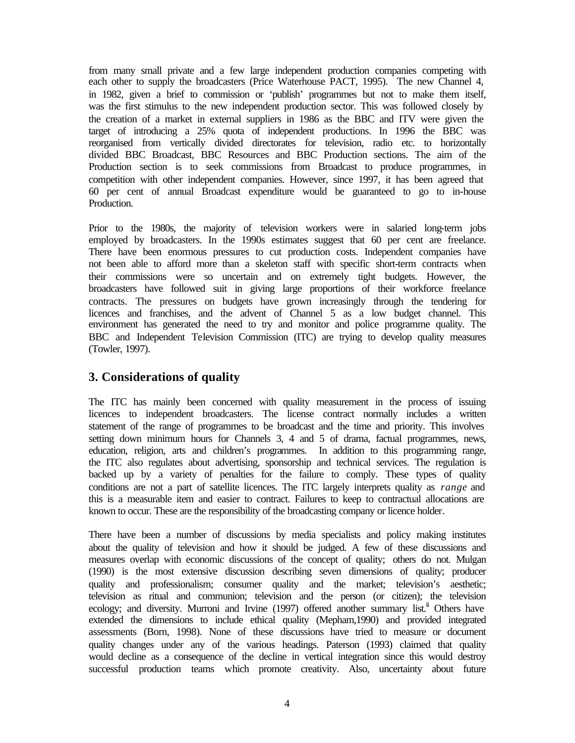from many small private and a few large independent production companies competing with each other to supply the broadcasters (Price Waterhouse PACT, 1995). The new Channel 4, in 1982, given a brief to commission or 'publish' programmes but not to make them itself, was the first stimulus to the new independent production sector. This was followed closely by the creation of a market in external suppliers in 1986 as the BBC and ITV were given the target of introducing a 25% quota of independent productions. In 1996 the BBC was reorganised from vertically divided directorates for television, radio etc. to horizontally divided BBC Broadcast, BBC Resources and BBC Production sections. The aim of the Production section is to seek commissions from Broadcast to produce programmes, in competition with other independent companies. However, since 1997, it has been agreed that 60 per cent of annual Broadcast expenditure would be guaranteed to go to in-house Production.

Prior to the 1980s, the majority of television workers were in salaried long-term jobs employed by broadcasters. In the 1990s estimates suggest that 60 per cent are freelance. There have been enormous pressures to cut production costs. Independent companies have not been able to afford more than a skeleton staff with specific short-term contracts when their commissions were so uncertain and on extremely tight budgets. However, the broadcasters have followed suit in giving large proportions of their workforce freelance contracts. The pressures on budgets have grown increasingly through the tendering for licences and franchises, and the advent of Channel 5 as a low budget channel. This environment has generated the need to try and monitor and police programme quality. The BBC and Independent Television Commission (ITC) are trying to develop quality measures (Towler, 1997).

## 3. Considerations of quality

The ITC has mainly been concerned with quality measurement in the process of issuing licences to independent broadcasters. The license contract normally includes a written statement of the range of programmes to be broadcast and the time and priority. This involves setting down minimum hours for Channels 3, 4 and 5 of drama, factual programmes, news, education, religion, arts and children's programmes. In addition to this programming range, the ITC also regulates about advertising, sponsorship and technical services. The regulation is backed up by a variety of penalties for the failure to comply. These types of quality conditions are not a part of satellite licences. The ITC largely interprets quality as *range* and this is a measurable item and easier to contract. Failures to keep to contractual allocations are known to occur. These are the responsibility of the broadcasting company or licence holder.

There have been a number of discussions by media specialists and policy making institutes about the quality of television and how it should be judged. A few of these discussions and measures overlap with economic discussions of the concept of quality; others do not. Mulgan (1990) is the most extensive discussion describing seven dimensions of quality; producer quality and professionalism; consumer quality and the market; television's aesthetic; television as ritual and communion; television and the person (or citizen); the television ecology; and diversity. Murroni and Irvine (1997) offered another summary list.[ii] Others have extended the dimensions to include ethical quality (Mepham,1990) and provided integrated assessments (Born, 1998). None of these discussions have tried to measure or document quality changes under any of the various headings. Paterson (1993) claimed that quality would decline as a consequence of the decline in vertical integration since this would destroy successful production teams which promote creativity. Also, uncertainty about future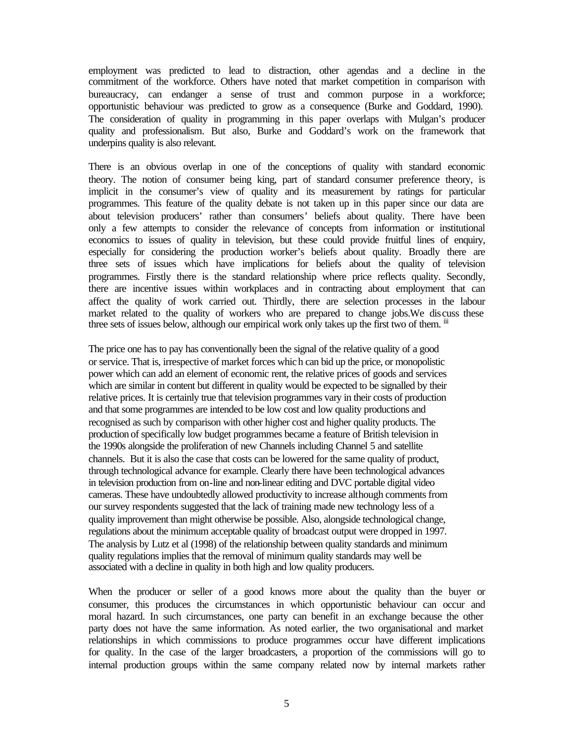employment was predicted to lead to distraction, other agendas and a decline in the commitment of the workforce. Others have noted that market competition in comparison with bureaucracy, can endanger a sense of trust and common purpose in a workforce; opportunistic behaviour was predicted to grow as a consequence (Burke and Goddard, 1990). The consideration of quality in programming in this paper overlaps with Mulgan's producer quality and professionalism. But also, Burke and Goddard's work on the framework that underpins quality is also relevant.

There is an obvious overlap in one of the conceptions of quality with standard economic theory. The notion of consumer being king, part of standard consumer preference theory, is implicit in the consumer's view of quality and its measurement by ratings for particular programmes. This feature of the quality debate is not taken up in this paper since our data are about television producers' rather than consumers' beliefs about quality. There have been only a few attempts to consider the relevance of concepts from information or institutional economics to issues of quality in television, but these could provide fruitful lines of enquiry, especially for considering the production worker's beliefs about quality. Broadly there are three sets of issues which have implications for beliefs about the quality of television programmes. Firstly there is the standard relationship where price reflects quality. Secondly, there are incentive issues within workplaces and in contracting about employment that can affect the quality of work carried out. Thirdly, there are selection processes in the labour market related to the quality of workers who are prepared to change jobs.We discuss these three sets of issues below, although our empirical work only takes up the first two of them. [iii]

The price one has to pay has conventionally been the signal of the relative quality of a good or service. That is, irrespective of market forces which can bid up the price, or monopolistic power which can add an element of economic rent, the relative prices of goods and services which are similar in content but different in quality would be expected to be signalled by their relative prices. It is certainly true that television programmes vary in their costs of production and that some programmes are intended to be low cost and low quality productions and recognised as such by comparison with other higher cost and higher quality products. The production of specifically low budget programmes became a feature of British television in the 1990s alongside the proliferation of new Channels including Channel 5 and satellite channels. But it is also the case that costs can be lowered for the same quality of product, through technological advance for example. Clearly there have been technological advances in television production from on-line and non-linear editing and DVC portable digital video cameras. These have undoubtedly allowed productivity to increase although comments from our survey respondents suggested that the lack of training made new technology less of a quality improvement than might otherwise be possible. Also, alongside technological change, regulations about the minimum acceptable quality of broadcast output were dropped in 1997. The analysis by Lutz et al (1998) of the relationship between quality standards and minimum quality regulations implies that the removal of minimum quality standards may well be associated with a decline in quality in both high and low quality producers.

When the producer or seller of a good knows more about the quality than the buyer or consumer, this produces the circumstances in which opportunistic behaviour can occur and moral hazard. In such circumstances, one party can benefit in an exchange because the other party does not have the same information. As noted earlier, the two organisational and market relationships in which commissions to produce programmes occur have different implications for quality. In the case of the larger broadcasters, a proportion of the commissions will go to internal production groups within the same company related now by internal markets rather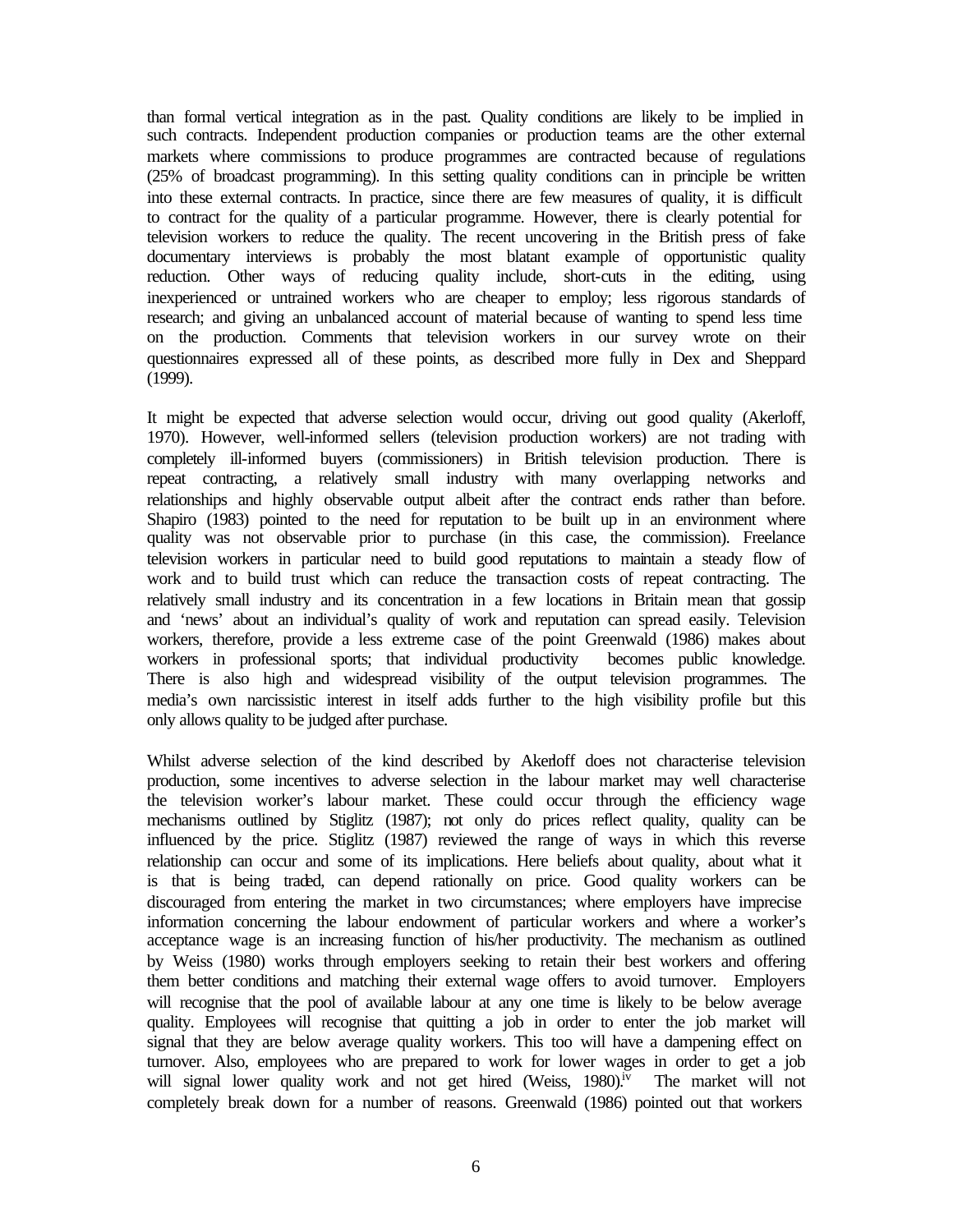than formal vertical integration as in the past. Quality conditions are likely to be implied in such contracts. Independent production companies or production teams are the other external markets where commissions to produce programmes are contracted because of regulations (25% of broadcast programming). In this setting quality conditions can in principle be written into these external contracts. In practice, since there are few measures of quality, it is difficult to contract for the quality of a particular programme. However, there is clearly potential for television workers to reduce the quality. The recent uncovering in the British press of fake documentary interviews is probably the most blatant example of opportunistic quality reduction. Other ways of reducing quality include, short-cuts in the editing, using inexperienced or untrained workers who are cheaper to employ; less rigorous standards of research; and giving an unbalanced account of material because of wanting to spend less time on the production. Comments that television workers in our survey wrote on their questionnaires expressed all of these points, as described more fully in Dex and Sheppard (1999).

It might be expected that adverse selection would occur, driving out good quality (Akerloff, 1970). However, well-informed sellers (television production workers) are not trading with completely ill-informed buyers (commissioners) in British television production. There is repeat contracting, a relatively small industry with many overlapping networks and relationships and highly observable output albeit after the contract ends rather than before. Shapiro (1983) pointed to the need for reputation to be built up in an environment where quality was not observable prior to purchase (in this case, the commission). Freelance television workers in particular need to build good reputations to maintain a steady flow of work and to build trust which can reduce the transaction costs of repeat contracting. The relatively small industry and its concentration in a few locations in Britain mean that gossip and 'news' about an individual's quality of work and reputation can spread easily. Television workers, therefore, provide a less extreme case of the point Greenwald (1986) makes about workers in professional sports; that individual productivity becomes public knowledge. There is also high and widespread visibility of the output television programmes. The media's own narcissistic interest in itself adds further to the high visibility profile but this only allows quality to be judged after purchase.

Whilst adverse selection of the kind described by Akerloff does not characterise television production, some incentives to adverse selection in the labour market may well characterise the television worker's labour market. These could occur through the efficiency wage mechanisms outlined by Stiglitz (1987); not only do prices reflect quality, quality can be influenced by the price. Stiglitz (1987) reviewed the range of ways in which this reverse relationship can occur and some of its implications. Here beliefs about quality, about what it is that is being traded, can depend rationally on price. Good quality workers can be discouraged from entering the market in two circumstances; where employers have imprecise information concerning the labour endowment of particular workers and where a worker's acceptance wage is an increasing function of his/her productivity. The mechanism as outlined by Weiss (1980) works through employers seeking to retain their best workers and offering them better conditions and matching their external wage offers to avoid turnover. Employers will recognise that the pool of available labour at any one time is likely to be below average quality. Employees will recognise that quitting a job in order to enter the job market will signal that they are below average quality workers. This too will have a dampening effect on turnover. Also, employees who are prepared to work for lower wages in order to get a job will signal lower quality work and not get hired (Weiss, 1980).[iv] The market will not completely break down for a number of reasons. Greenwald (1986) pointed out that workers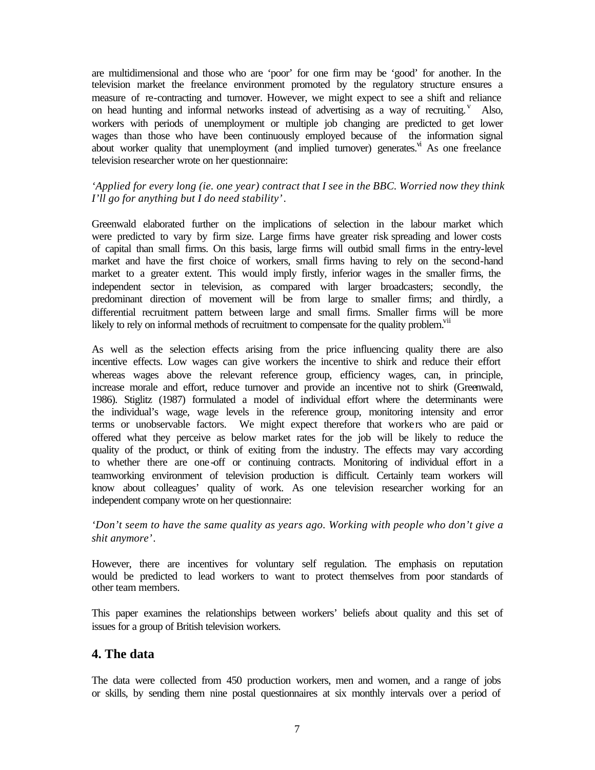are multidimensional and those who are 'poor' for one firm may be 'good' for another. In the television market the freelance environment promoted by the regulatory structure ensures a measure of re-contracting and turnover. However, we might expect to see a shift and reliance on head hunting and informal networks instead of advertising as a way of recruiting.[v] Also, workers with periods of unemployment or multiple job changing are predicted to get lower wages than those who have been continuously employed because of the information signal about worker quality that unemployment (and implied turnover) generates.[vi] As one freelance television researcher wrote on her questionnaire:

*'Applied for every long (ie. one year) contract that I see in the BBC. Worried now they think I'll go for anything but I do need stability'.*

Greenwald elaborated further on the implications of selection in the labour market which were predicted to vary by firm size. Large firms have greater risk spreading and lower costs of capital than small firms. On this basis, large firms will outbid small firms in the entry-level market and have the first choice of workers, small firms having to rely on the second-hand market to a greater extent. This would imply firstly, inferior wages in the smaller firms, the independent sector in television, as compared with larger broadcasters; secondly, the predominant direction of movement will be from large to smaller firms; and thirdly, a differential recruitment pattern between large and small firms. Smaller firms will be more likely to rely on informal methods of recruitment to compensate for the quality problem.[vii]

As well as the selection effects arising from the price influencing quality there are also incentive effects. Low wages can give workers the incentive to shirk and reduce their effort whereas wages above the relevant reference group, efficiency wages, can, in principle, increase morale and effort, reduce turnover and provide an incentive not to shirk (Greenwald, 1986). Stiglitz (1987) formulated a model of individual effort where the determinants were the individual's wage, wage levels in the reference group, monitoring intensity and error terms or unobservable factors. We might expect therefore that workers who are paid or offered what they perceive as below market rates for the job will be likely to reduce the quality of the product, or think of exiting from the industry. The effects may vary according to whether there are one-off or continuing contracts. Monitoring of individual effort in a teamworking environment of television production is difficult. Certainly team workers will know about colleagues' quality of work. As one television researcher working for an independent company wrote on her questionnaire:

*'Don't seem to have the same quality as years ago. Working with people who don't give a shit anymore'.*

However, there are incentives for voluntary self regulation. The emphasis on reputation would be predicted to lead workers to want to protect themselves from poor standards of other team members.

This paper examines the relationships between workers' beliefs about quality and this set of issues for a group of British television workers.

## 4. The data

The data were collected from 450 production workers, men and women, and a range of jobs or skills, by sending them nine postal questionnaires at six monthly intervals over a period of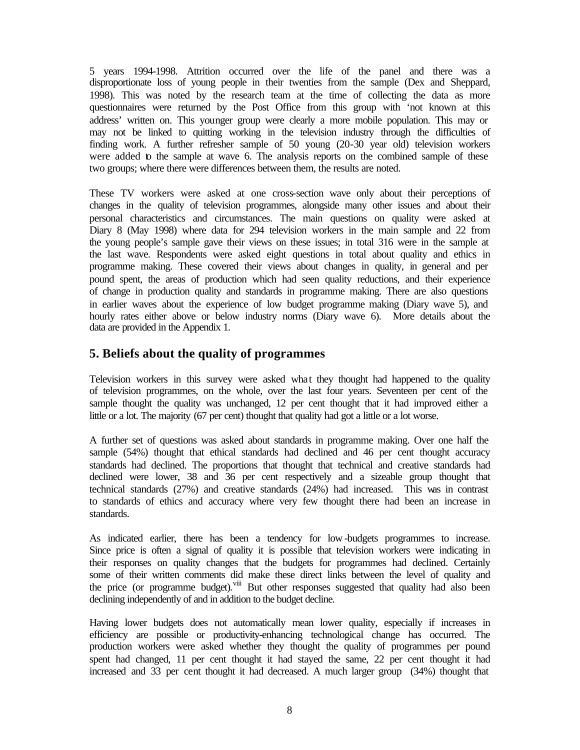5 years 1994-1998. Attrition occurred over the life of the panel and there was a disproportionate loss of young people in their twenties from the sample (Dex and Sheppard, 1998). This was noted by the research team at the time of collecting the data as more questionnaires were returned by the Post Office from this group with 'not known at this address' written on. This younger group were clearly a more mobile population. This may or may not be linked to quitting working in the television industry through the difficulties of finding work. A further refresher sample of 50 young (20-30 year old) television workers were added to the sample at wave 6. The analysis reports on the combined sample of these two groups; where there were differences between them, the results are noted.

These TV workers were asked at one cross-section wave only about their perceptions of changes in the quality of television programmes, alongside many other issues and about their personal characteristics and circumstances. The main questions on quality were asked at Diary 8 (May 1998) where data for 294 television workers in the main sample and 22 from the young people's sample gave their views on these issues; in total 316 were in the sample at the last wave. Respondents were asked eight questions in total about quality and ethics in programme making. These covered their views about changes in quality, in general and per pound spent, the areas of production which had seen quality reductions, and their experience of change in production quality and standards in programme making. There are also questions in earlier waves about the experience of low budget programme making (Diary wave 5), and hourly rates either above or below industry norms (Diary wave 6). More details about the data are provided in the Appendix 1.

## 5. Beliefs about the quality of programmes

Television workers in this survey were asked what they thought had happened to the quality of television programmes, on the whole, over the last four years. Seventeen per cent of the sample thought the quality was unchanged, 12 per cent thought that it had improved either a little or a lot. The majority (67 per cent) thought that quality had got a little or a lot worse.

A further set of questions was asked about standards in programme making. Over one half the sample (54%) thought that ethical standards had declined and 46 per cent thought accuracy standards had declined. The proportions that thought that technical and creative standards had declined were lower, 38 and 36 per cent respectively and a sizeable group thought that technical standards (27%) and creative standards (24%) had increased. This was in contrast to standards of ethics and accuracy where very few thought there had been an increase in standards.

As indicated earlier, there has been a tendency for low-budgets programmes to increase. Since price is often a signal of quality it is possible that television workers were indicating in their responses on quality changes that the budgets for programmes had declined. Certainly some of their written comments did make these direct links between the level of quality and the price (or programme budget).[viii] But other responses suggested that quality had also been declining independently of and in addition to the budget decline.

Having lower budgets does not automatically mean lower quality, especially if increases in efficiency are possible or productivity-enhancing technological change has occurred. The production workers were asked whether they thought the quality of programmes per pound spent had changed, 11 per cent thought it had stayed the same, 22 per cent thought it had increased and 33 per cent thought it had decreased. A much larger group (34%) thought that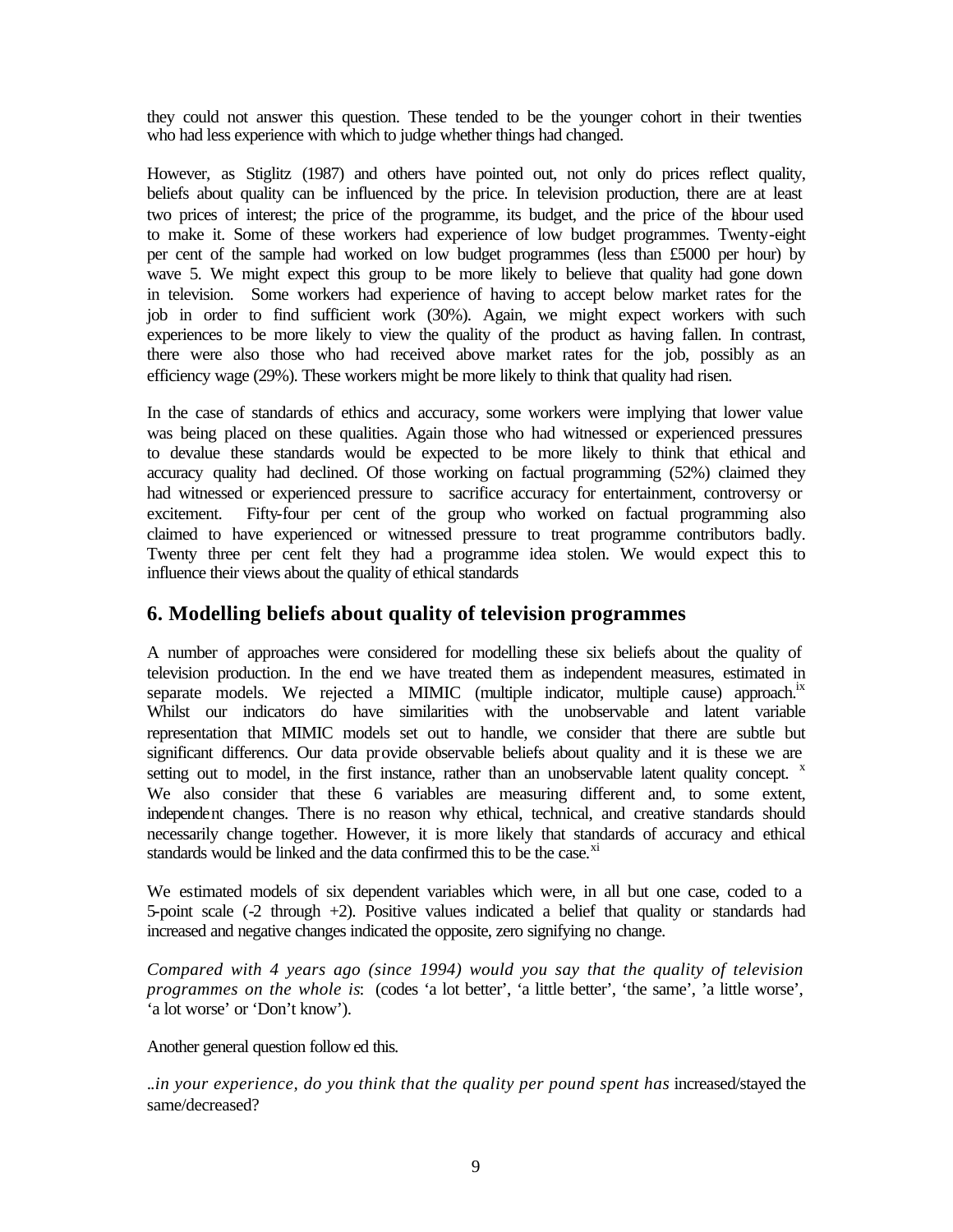they could not answer this question. These tended to be the younger cohort in their twenties who had less experience with which to judge whether things had changed.

However, as Stiglitz (1987) and others have pointed out, not only do prices reflect quality, beliefs about quality can be influenced by the price. In television production, there are at least two prices of interest; the price of the programme, its budget, and the price of the labour used to make it. Some of these workers had experience of low budget programmes. Twenty-eight per cent of the sample had worked on low budget programmes (less than £5000 per hour) by wave 5. We might expect this group to be more likely to believe that quality had gone down in television. Some workers had experience of having to accept below market rates for the job in order to find sufficient work (30%). Again, we might expect workers with such experiences to be more likely to view the quality of the product as having fallen. In contrast, there were also those who had received above market rates for the job, possibly as an efficiency wage (29%). These workers might be more likely to think that quality had risen.

In the case of standards of ethics and accuracy, some workers were implying that lower value was being placed on these qualities. Again those who had witnessed or experienced pressures to devalue these standards would be expected to be more likely to think that ethical and accuracy quality had declined. Of those working on factual programming (52%) claimed they had witnessed or experienced pressure to sacrifice accuracy for entertainment, controversy or excitement. Fifty-four per cent of the group who worked on factual programming also claimed to have experienced or witnessed pressure to treat programme contributors badly. Twenty three per cent felt they had a programme idea stolen. We would expect this to influence their views about the quality of ethical standards

## 6. Modelling beliefs about quality of television programmes

A number of approaches were considered for modelling these six beliefs about the quality of television production. In the end we have treated them as independent measures, estimated in separate models. We rejected a MIMIC (multiple indicator, multiple cause) approach.[ix] Whilst our indicators do have similarities with the unobservable and latent variable representation that MIMIC models set out to handle, we consider that there are subtle but significant differencs. Our data provide observable beliefs about quality and it is these we are setting out to model, in the first instance, rather than an unobservable latent quality concept. [x] We also consider that these 6 variables are measuring different and, to some extent, independent changes. There is no reason why ethical, technical, and creative standards should necessarily change together. However, it is more likely that standards of accuracy and ethical standards would be linked and the data confirmed this to be the case.[xi]

We estimated models of six dependent variables which were, in all but one case, coded to a 5-point scale (-2 through +2). Positive values indicated a belief that quality or standards had increased and negative changes indicated the opposite, zero signifying no change.

*Compared with 4 years ago (since 1994) would you say that the quality of television programmes on the whole is*: (codes 'a lot better', 'a little better', 'the same', 'a little worse', 'a lot worse' or 'Don't know').

Another general question followed this.

*..in your experience, do you think that the quality per pound spent has* increased/stayed the same/decreased?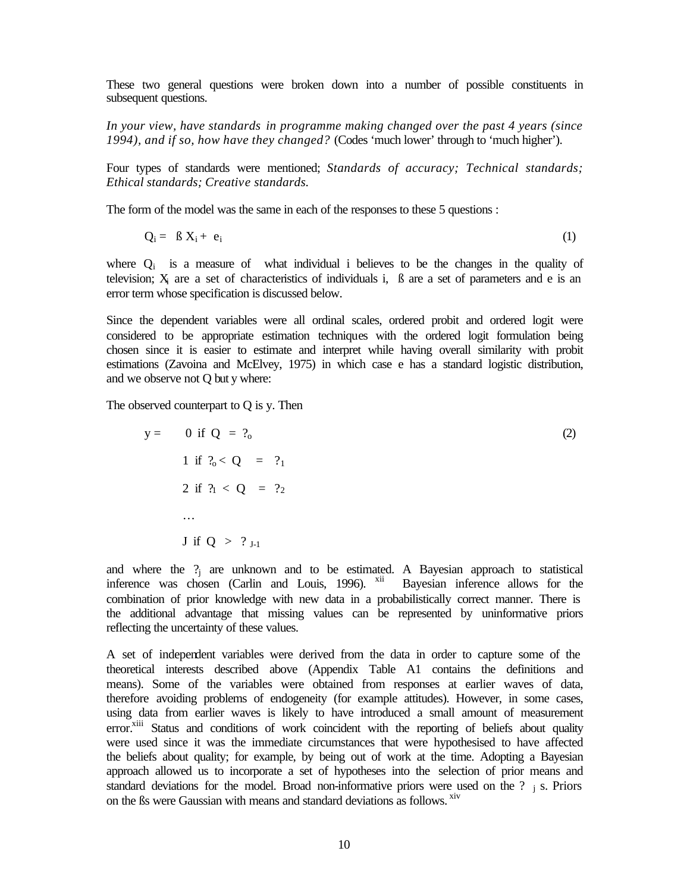These two general questions were broken down into a number of possible constituents in subsequent questions.

*In your view, have standards in programme making changed over the past 4 years (since 1994), and if so, how have they changed?* (Codes 'much lower' through to 'much higher').

Four types of standards were mentioned; *Standards of accuracy; Technical standards; Ethical standards; Creative standards.*

The form of the model was the same in each of the responses to these 5 questions :

$$Q_i = ß X_i + e_i \tag{1}$$

where $Q_i$ is a measure of what individual i believes to be the changes in the quality of television; $X_i$ are a set of characteristics of individuals i, ß are a set of parameters and e is an error term whose specification is discussed below.

Since the dependent variables were all ordinal scales, ordered probit and ordered logit were considered to be appropriate estimation techniques with the ordered logit formulation being chosen since it is easier to estimate and interpret while having overall similarity with probit estimations (Zavoina and McElvey, 1975) in which case e has a standard logistic distribution, and we observe not Q but y where:

The observed counterpart to Q is y. Then

$$
\begin{aligned}
y = \quad & 0 \text{ if } Q = ?_o \\
& 1 \text{ if } ?_o < Q = ?_1 \\
& 2 \text{ if } ?_1 < Q = ?_2 \\
& \ldots \\
& J \text{ if } Q > ?_{J-1}
\end{aligned} \tag{2}
$$

and where the $?_j$ are unknown and to be estimated. A Bayesian approach to statistical inference was chosen (Carlin and Louis, 1996). [xii] Bayesian inference allows for the combination of prior knowledge with new data in a probabilistically correct manner. There is the additional advantage that missing values can be represented by uninformative priors reflecting the uncertainty of these values.

A set of independent variables were derived from the data in order to capture some of the theoretical interests described above (Appendix Table A1 contains the definitions and means). Some of the variables were obtained from responses at earlier waves of data, therefore avoiding problems of endogeneity (for example attitudes). However, in some cases, using data from earlier waves is likely to have introduced a small amount of measurement error.[xiii] Status and conditions of work coincident with the reporting of beliefs about quality were used since it was the immediate circumstances that were hypothesised to have affected the beliefs about quality; for example, by being out of work at the time. Adopting a Bayesian approach allowed us to incorporate a set of hypotheses into the selection of prior means and standard deviations for the model. Broad non-informative priors were used on the $?_j$ s. Priors on the ßs were Gaussian with means and standard deviations as follows. [xiv]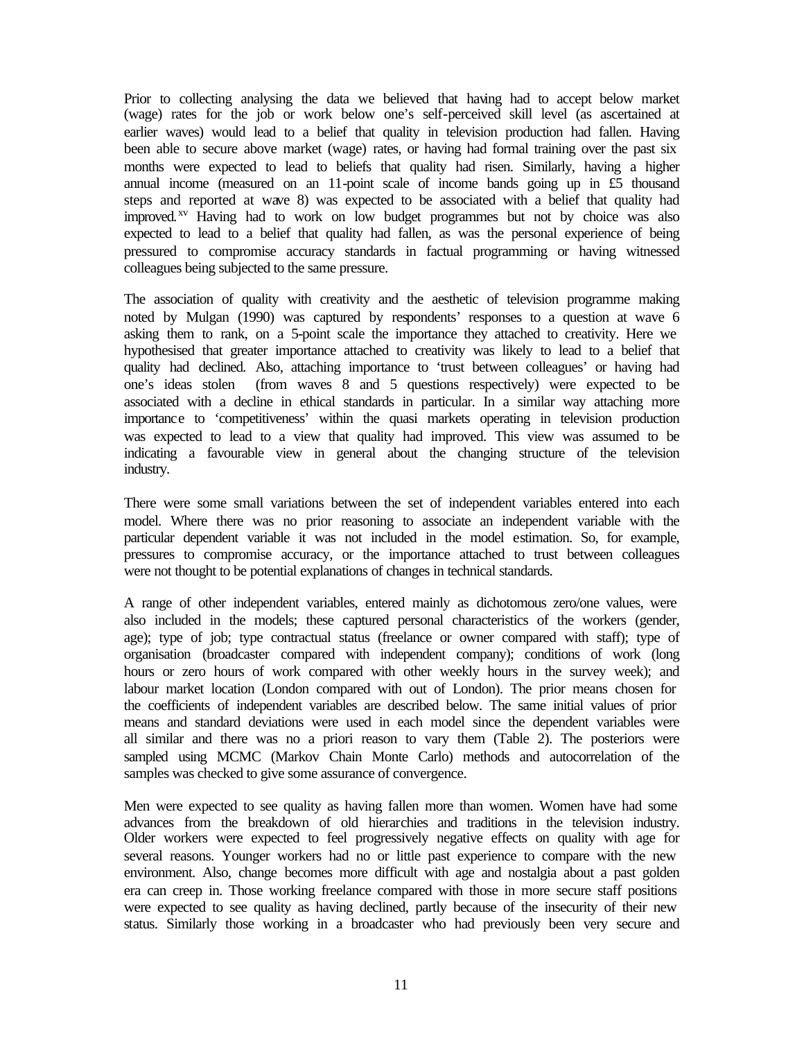Prior to collecting analysing the data we believed that having had to accept below market (wage) rates for the job or work below one's self-perceived skill level (as ascertained at earlier waves) would lead to a belief that quality in television production had fallen. Having been able to secure above market (wage) rates, or having had formal training over the past six months were expected to lead to beliefs that quality had risen. Similarly, having a higher annual income (measured on an 11-point scale of income bands going up in £5 thousand steps and reported at wave 8) was expected to be associated with a belief that quality had improved.[xv] Having had to work on low budget programmes but not by choice was also expected to lead to a belief that quality had fallen, as was the personal experience of being pressured to compromise accuracy standards in factual programming or having witnessed colleagues being subjected to the same pressure.

The association of quality with creativity and the aesthetic of television programme making noted by Mulgan (1990) was captured by respondents' responses to a question at wave 6 asking them to rank, on a 5-point scale the importance they attached to creativity. Here we hypothesised that greater importance attached to creativity was likely to lead to a belief that quality had declined. Also, attaching importance to 'trust between colleagues' or having had one's ideas stolen (from waves 8 and 5 questions respectively) were expected to be associated with a decline in ethical standards in particular. In a similar way attaching more importance to 'competitiveness' within the quasi markets operating in television production was expected to lead to a view that quality had improved. This view was assumed to be indicating a favourable view in general about the changing structure of the television industry.

There were some small variations between the set of independent variables entered into each model. Where there was no prior reasoning to associate an independent variable with the particular dependent variable it was not included in the model estimation. So, for example, pressures to compromise accuracy, or the importance attached to trust between colleagues were not thought to be potential explanations of changes in technical standards.

A range of other independent variables, entered mainly as dichotomous zero/one values, were also included in the models; these captured personal characteristics of the workers (gender, age); type of job; type contractual status (freelance or owner compared with staff); type of organisation (broadcaster compared with independent company); conditions of work (long hours or zero hours of work compared with other weekly hours in the survey week); and labour market location (London compared with out of London). The prior means chosen for the coefficients of independent variables are described below. The same initial values of prior means and standard deviations were used in each model since the dependent variables were all similar and there was no a priori reason to vary them (Table 2). The posteriors were sampled using MCMC (Markov Chain Monte Carlo) methods and autocorrelation of the samples was checked to give some assurance of convergence.

Men were expected to see quality as having fallen more than women. Women have had some advances from the breakdown of old hierarchies and traditions in the television industry. Older workers were expected to feel progressively negative effects on quality with age for several reasons. Younger workers had no or little past experience to compare with the new environment. Also, change becomes more difficult with age and nostalgia about a past golden era can creep in. Those working freelance compared with those in more secure staff positions were expected to see quality as having declined, partly because of the insecurity of their new status. Similarly those working in a broadcaster who had previously been very secure and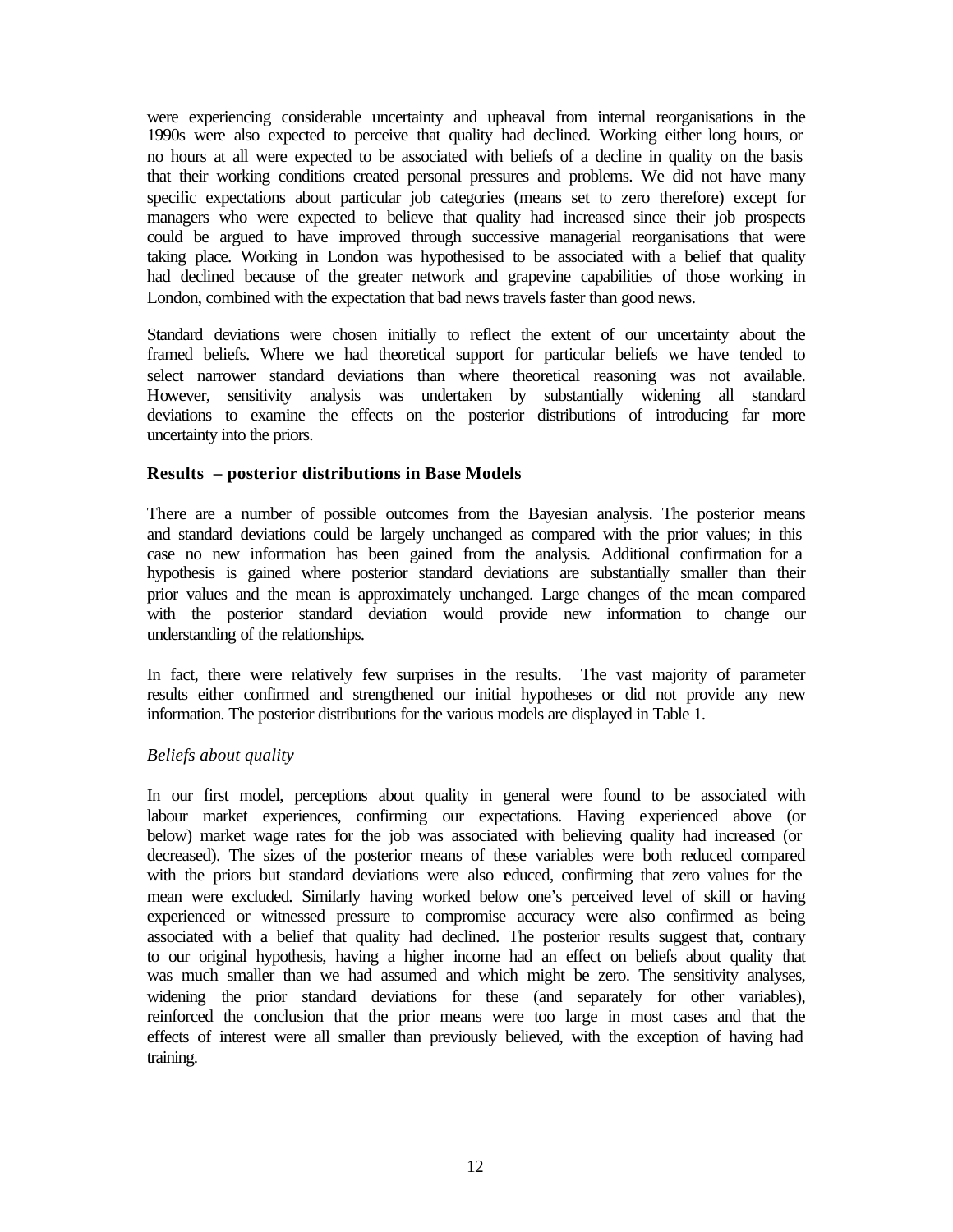were experiencing considerable uncertainty and upheaval from internal reorganisations in the 1990s were also expected to perceive that quality had declined. Working either long hours, or no hours at all were expected to be associated with beliefs of a decline in quality on the basis that their working conditions created personal pressures and problems. We did not have many specific expectations about particular job categories (means set to zero therefore) except for managers who were expected to believe that quality had increased since their job prospects could be argued to have improved through successive managerial reorganisations that were taking place. Working in London was hypothesised to be associated with a belief that quality had declined because of the greater network and grapevine capabilities of those working in London, combined with the expectation that bad news travels faster than good news.

Standard deviations were chosen initially to reflect the extent of our uncertainty about the framed beliefs. Where we had theoretical support for particular beliefs we have tended to select narrower standard deviations than where theoretical reasoning was not available. However, sensitivity analysis was undertaken by substantially widening all standard deviations to examine the effects on the posterior distributions of introducing far more uncertainty into the priors.

### Results – posterior distributions in Base Models

There are a number of possible outcomes from the Bayesian analysis. The posterior means and standard deviations could be largely unchanged as compared with the prior values; in this case no new information has been gained from the analysis. Additional confirmation for a hypothesis is gained where posterior standard deviations are substantially smaller than their prior values and the mean is approximately unchanged. Large changes of the mean compared with the posterior standard deviation would provide new information to change our understanding of the relationships.

In fact, there were relatively few surprises in the results. The vast majority of parameter results either confirmed and strengthened our initial hypotheses or did not provide any new information. The posterior distributions for the various models are displayed in Table 1.

*Beliefs about quality*

In our first model, perceptions about quality in general were found to be associated with labour market experiences, confirming our expectations. Having experienced above (or below) market wage rates for the job was associated with believing quality had increased (or decreased). The sizes of the posterior means of these variables were both reduced compared with the priors but standard deviations were also reduced, confirming that zero values for the mean were excluded. Similarly having worked below one's perceived level of skill or having experienced or witnessed pressure to compromise accuracy were also confirmed as being associated with a belief that quality had declined. The posterior results suggest that, contrary to our original hypothesis, having a higher income had an effect on beliefs about quality that was much smaller than we had assumed and which might be zero. The sensitivity analyses, widening the prior standard deviations for these (and separately for other variables), reinforced the conclusion that the prior means were too large in most cases and that the effects of interest were all smaller than previously believed, with the exception of having had training.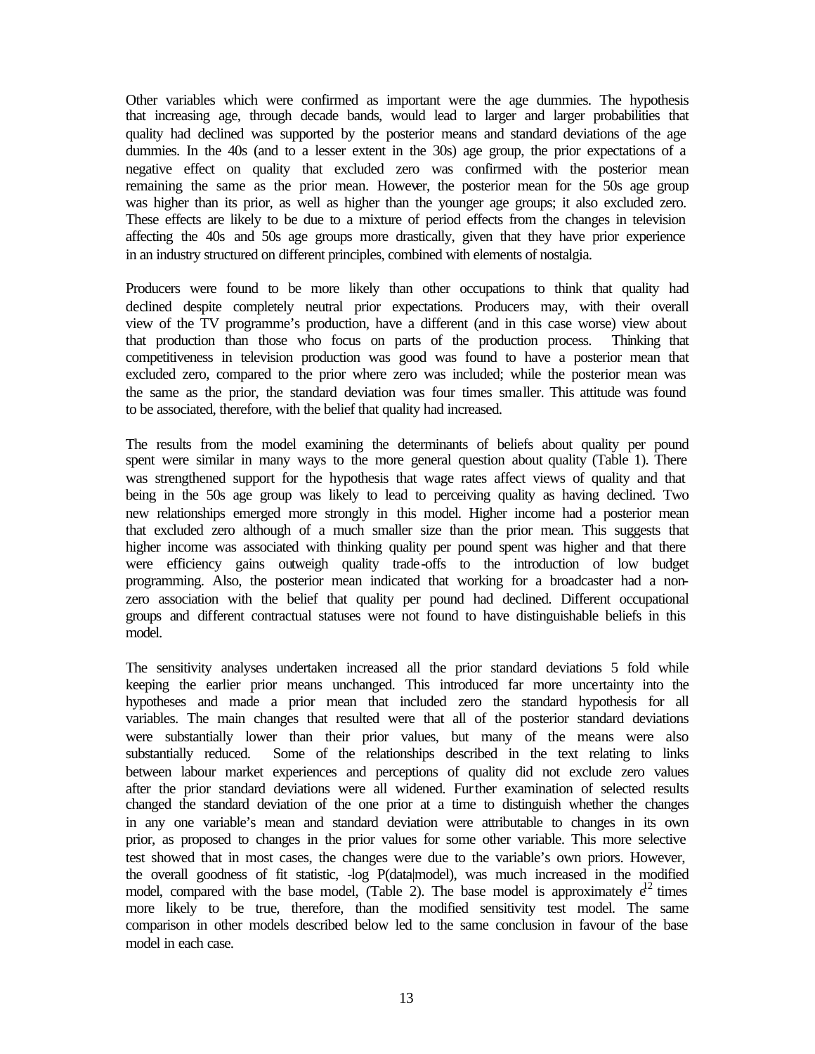Other variables which were confirmed as important were the age dummies. The hypothesis that increasing age, through decade bands, would lead to larger and larger probabilities that quality had declined was supported by the posterior means and standard deviations of the age dummies. In the 40s (and to a lesser extent in the 30s) age group, the prior expectations of a negative effect on quality that excluded zero was confirmed with the posterior mean remaining the same as the prior mean. However, the posterior mean for the 50s age group was higher than its prior, as well as higher than the younger age groups; it also excluded zero. These effects are likely to be due to a mixture of period effects from the changes in television affecting the 40s and 50s age groups more drastically, given that they have prior experience in an industry structured on different principles, combined with elements of nostalgia.

Producers were found to be more likely than other occupations to think that quality had declined despite completely neutral prior expectations. Producers may, with their overall view of the TV programme's production, have a different (and in this case worse) view about that production than those who focus on parts of the production process. Thinking that competitiveness in television production was good was found to have a posterior mean that excluded zero, compared to the prior where zero was included; while the posterior mean was the same as the prior, the standard deviation was four times smaller. This attitude was found to be associated, therefore, with the belief that quality had increased.

The results from the model examining the determinants of beliefs about quality per pound spent were similar in many ways to the more general question about quality (Table 1). There was strengthened support for the hypothesis that wage rates affect views of quality and that being in the 50s age group was likely to lead to perceiving quality as having declined. Two new relationships emerged more strongly in this model. Higher income had a posterior mean that excluded zero although of a much smaller size than the prior mean. This suggests that higher income was associated with thinking quality per pound spent was higher and that there were efficiency gains outweigh quality trade-offs to the introduction of low budget programming. Also, the posterior mean indicated that working for a broadcaster had a non-zero association with the belief that quality per pound had declined. Different occupational groups and different contractual statuses were not found to have distinguishable beliefs in this model.

The sensitivity analyses undertaken increased all the prior standard deviations 5 fold while keeping the earlier prior means unchanged. This introduced far more uncertainty into the hypotheses and made a prior mean that included zero the standard hypothesis for all variables. The main changes that resulted were that all of the posterior standard deviations were substantially lower than their prior values, but many of the means were also substantially reduced. Some of the relationships described in the text relating to links between labour market experiences and perceptions of quality did not exclude zero values after the prior standard deviations were all widened. Further examination of selected results changed the standard deviation of the one prior at a time to distinguish whether the changes in any one variable's mean and standard deviation were attributable to changes in its own prior, as proposed to changes in the prior values for some other variable. This more selective test showed that in most cases, the changes were due to the variable's own priors. However, the overall goodness of fit statistic, -log P(data|model), was much increased in the modified model, compared with the base model, (Table 2). The base model is approximately $e^{12}$ times more likely to be true, therefore, than the modified sensitivity test model. The same comparison in other models described below led to the same conclusion in favour of the base model in each case.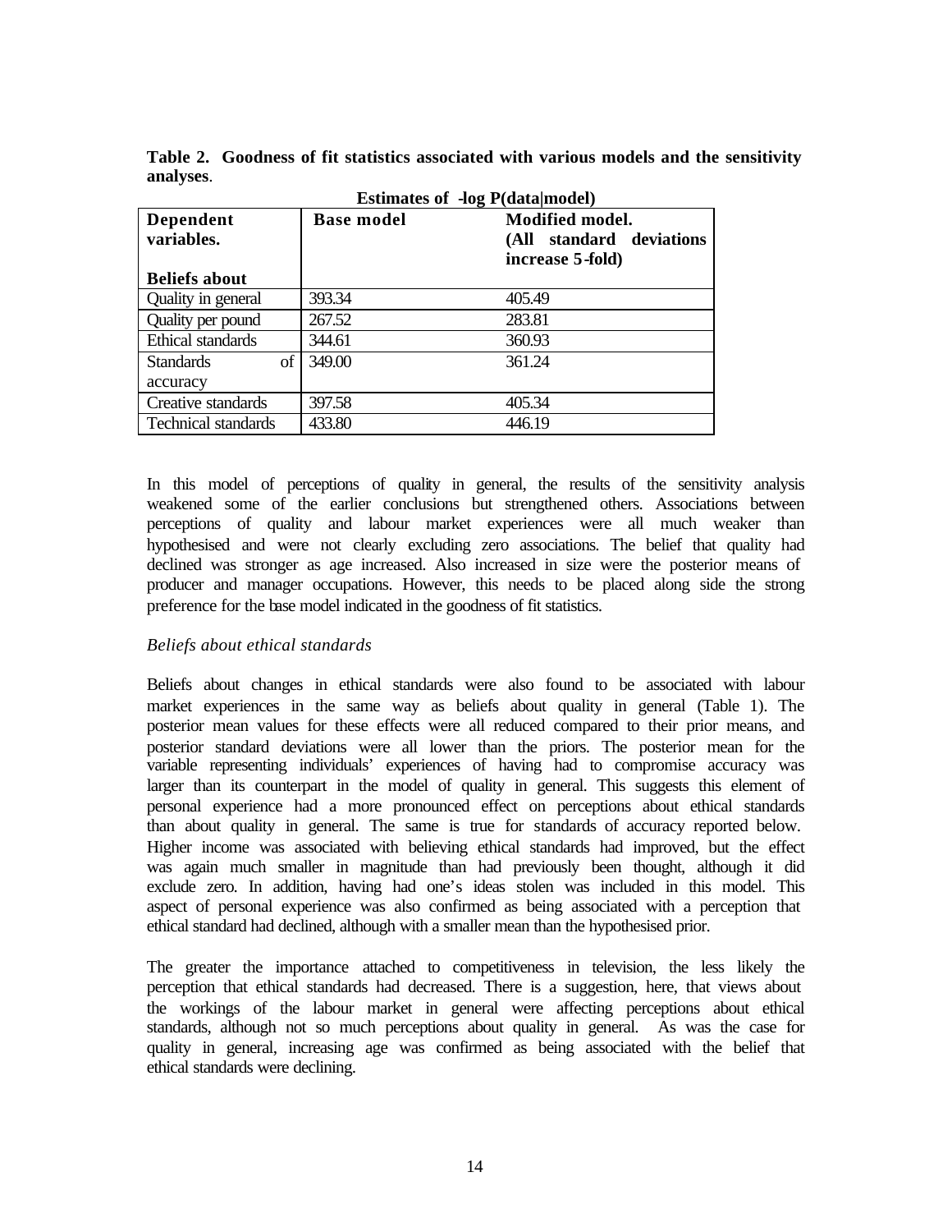**Table 2. Goodness of fit statistics associated with various models and the sensitivity analyses.**

| Dependent variables. Beliefs about | Estimates of -log P(data\|model) Base model | Modified model. (All standard deviations increase 5-fold) |
|---|---|---|
| Quality in general | 393.34 | 405.49 |
| Quality per pound | 267.52 | 283.81 |
| Ethical standards | 344.61 | 360.93 |
| Standards of accuracy | 349.00 | 361.24 |
| Creative standards | 397.58 | 405.34 |
| Technical standards | 433.80 | 446.19 |

In this model of perceptions of quality in general, the results of the sensitivity analysis weakened some of the earlier conclusions but strengthened others. Associations between perceptions of quality and labour market experiences were all much weaker than hypothesised and were not clearly excluding zero associations. The belief that quality had declined was stronger as age increased. Also increased in size were the posterior means of producer and manager occupations. However, this needs to be placed along side the strong preference for the base model indicated in the goodness of fit statistics.

*Beliefs about ethical standards*

Beliefs about changes in ethical standards were also found to be associated with labour market experiences in the same way as beliefs about quality in general (Table 1). The posterior mean values for these effects were all reduced compared to their prior means, and posterior standard deviations were all lower than the priors. The posterior mean for the variable representing individuals' experiences of having had to compromise accuracy was larger than its counterpart in the model of quality in general. This suggests this element of personal experience had a more pronounced effect on perceptions about ethical standards than about quality in general. The same is true for standards of accuracy reported below. Higher income was associated with believing ethical standards had improved, but the effect was again much smaller in magnitude than had previously been thought, although it did exclude zero. In addition, having had one's ideas stolen was included in this model. This aspect of personal experience was also confirmed as being associated with a perception that ethical standard had declined, although with a smaller mean than the hypothesised prior.

The greater the importance attached to competitiveness in television, the less likely the perception that ethical standards had decreased. There is a suggestion, here, that views about the workings of the labour market in general were affecting perceptions about ethical standards, although not so much perceptions about quality in general. As was the case for quality in general, increasing age was confirmed as being associated with the belief that ethical standards were declining.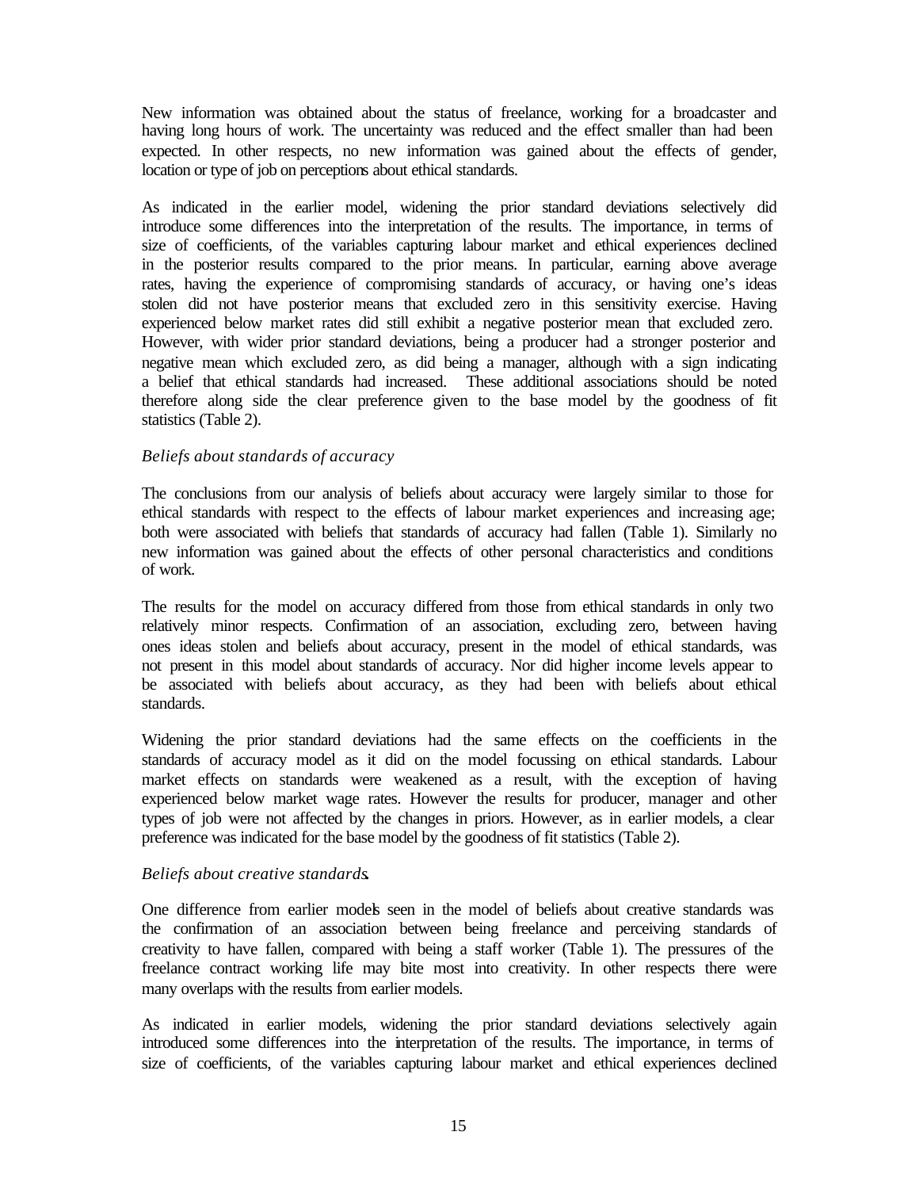New information was obtained about the status of freelance, working for a broadcaster and having long hours of work. The uncertainty was reduced and the effect smaller than had been expected. In other respects, no new information was gained about the effects of gender, location or type of job on perceptions about ethical standards.

As indicated in the earlier model, widening the prior standard deviations selectively did introduce some differences into the interpretation of the results. The importance, in terms of size of coefficients, of the variables capturing labour market and ethical experiences declined in the posterior results compared to the prior means. In particular, earning above average rates, having the experience of compromising standards of accuracy, or having one's ideas stolen did not have posterior means that excluded zero in this sensitivity exercise. Having experienced below market rates did still exhibit a negative posterior mean that excluded zero. However, with wider prior standard deviations, being a producer had a stronger posterior and negative mean which excluded zero, as did being a manager, although with a sign indicating a belief that ethical standards had increased. These additional associations should be noted therefore along side the clear preference given to the base model by the goodness of fit statistics (Table 2).

*Beliefs about standards of accuracy*

The conclusions from our analysis of beliefs about accuracy were largely similar to those for ethical standards with respect to the effects of labour market experiences and increasing age; both were associated with beliefs that standards of accuracy had fallen (Table 1). Similarly no new information was gained about the effects of other personal characteristics and conditions of work.

The results for the model on accuracy differed from those from ethical standards in only two relatively minor respects. Confirmation of an association, excluding zero, between having ones ideas stolen and beliefs about accuracy, present in the model of ethical standards, was not present in this model about standards of accuracy. Nor did higher income levels appear to be associated with beliefs about accuracy, as they had been with beliefs about ethical standards.

Widening the prior standard deviations had the same effects on the coefficients in the standards of accuracy model as it did on the model focussing on ethical standards. Labour market effects on standards were weakened as a result, with the exception of having experienced below market wage rates. However the results for producer, manager and other types of job were not affected by the changes in priors. However, as in earlier models, a clear preference was indicated for the base model by the goodness of fit statistics (Table 2).

*Beliefs about creative standards.*

One difference from earlier models seen in the model of beliefs about creative standards was the confirmation of an association between being freelance and perceiving standards of creativity to have fallen, compared with being a staff worker (Table 1). The pressures of the freelance contract working life may bite most into creativity. In other respects there were many overlaps with the results from earlier models.

As indicated in earlier models, widening the prior standard deviations selectively again introduced some differences into the interpretation of the results. The importance, in terms of size of coefficients, of the variables capturing labour market and ethical experiences declined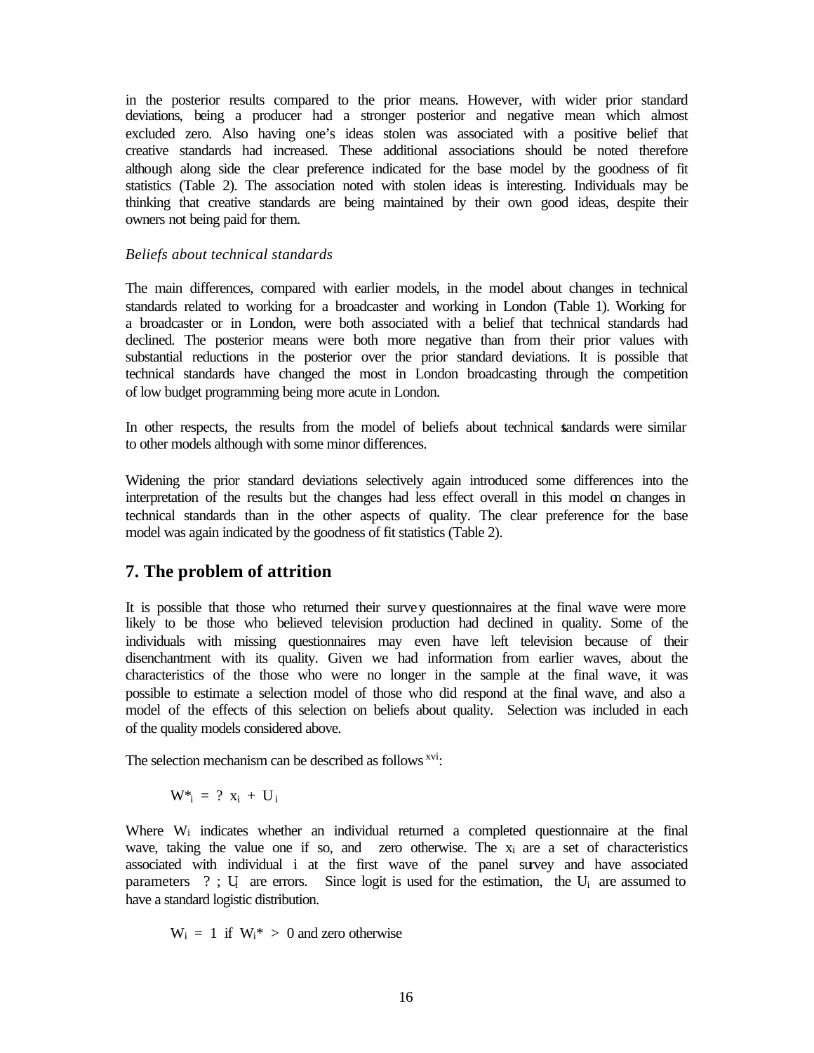in the posterior results compared to the prior means. However, with wider prior standard deviations, being a producer had a stronger posterior and negative mean which almost excluded zero. Also having one's ideas stolen was associated with a positive belief that creative standards had increased. These additional associations should be noted therefore although along side the clear preference indicated for the base model by the goodness of fit statistics (Table 2). The association noted with stolen ideas is interesting. Individuals may be thinking that creative standards are being maintained by their own good ideas, despite their owners not being paid for them.

*Beliefs about technical standards*

The main differences, compared with earlier models, in the model about changes in technical standards related to working for a broadcaster and working in London (Table 1). Working for a broadcaster or in London, were both associated with a belief that technical standards had declined. The posterior means were both more negative than from their prior values with substantial reductions in the posterior over the prior standard deviations. It is possible that technical standards have changed the most in London broadcasting through the competition of low budget programming being more acute in London.

In other respects, the results from the model of beliefs about technical standards were similar to other models although with some minor differences.

Widening the prior standard deviations selectively again introduced some differences into the interpretation of the results but the changes had less effect overall in this model on changes in technical standards than in the other aspects of quality. The clear preference for the base model was again indicated by the goodness of fit statistics (Table 2).

## 7. The problem of attrition

It is possible that those who returned their survey questionnaires at the final wave were more likely to be those who believed television production had declined in quality. Some of the individuals with missing questionnaires may even have left television because of their disenchantment with its quality. Given we had information from earlier waves, about the characteristics of the those who were no longer in the sample at the final wave, it was possible to estimate a selection model of those who did respond at the final wave, and also a model of the effects of this selection on beliefs about quality. Selection was included in each of the quality models considered above.

The selection mechanism can be described as follows [xvi]:

$$W^*_i = ? \; x_i + U_i$$

Where $W_i$ indicates whether an individual returned a completed questionnaire at the final wave, taking the value one if so, and zero otherwise. The $x_i$ are a set of characteristics associated with individual i at the first wave of the panel survey and have associated parameters ? ; $U_i$ are errors. Since logit is used for the estimation, the $U_i$ are assumed to have a standard logistic distribution.

$$W_i = 1 \text{ if } W_i^* > 0 \text{ and zero otherwise}$$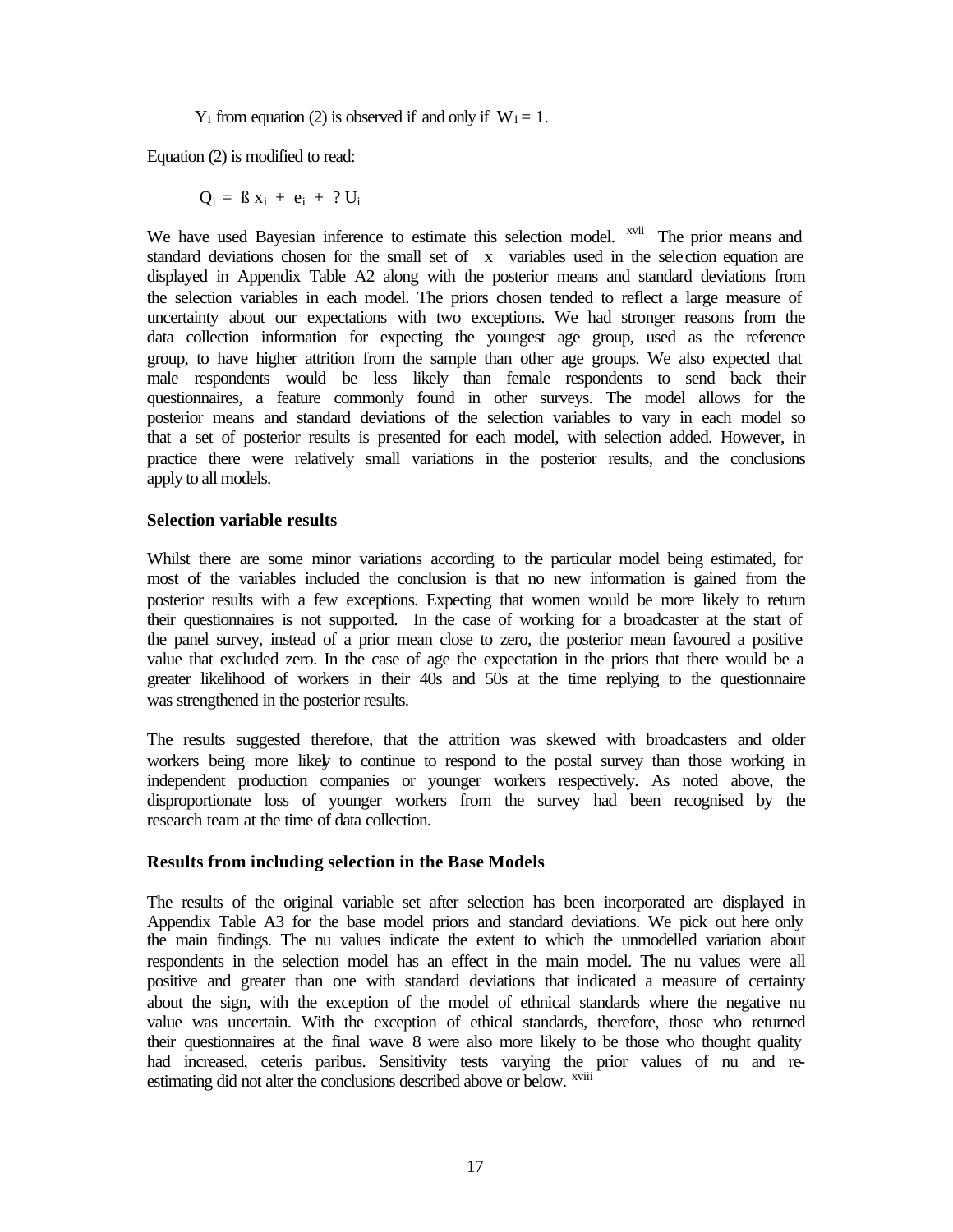$Y_i$ from equation (2) is observed if and only if $W_i = 1$.

Equation (2) is modified to read:

$$Q_i = ß x_i + e_i + ? U_i$$

We have used Bayesian inference to estimate this selection model. [xvii] The prior means and standard deviations chosen for the small set of x variables used in the selection equation are displayed in Appendix Table A2 along with the posterior means and standard deviations from the selection variables in each model. The priors chosen tended to reflect a large measure of uncertainty about our expectations with two exceptions. We had stronger reasons from the data collection information for expecting the youngest age group, used as the reference group, to have higher attrition from the sample than other age groups. We also expected that male respondents would be less likely than female respondents to send back their questionnaires, a feature commonly found in other surveys. The model allows for the posterior means and standard deviations of the selection variables to vary in each model so that a set of posterior results is presented for each model, with selection added. However, in practice there were relatively small variations in the posterior results, and the conclusions apply to all models.

### Selection variable results

Whilst there are some minor variations according to the particular model being estimated, for most of the variables included the conclusion is that no new information is gained from the posterior results with a few exceptions. Expecting that women would be more likely to return their questionnaires is not supported. In the case of working for a broadcaster at the start of the panel survey, instead of a prior mean close to zero, the posterior mean favoured a positive value that excluded zero. In the case of age the expectation in the priors that there would be a greater likelihood of workers in their 40s and 50s at the time replying to the questionnaire was strengthened in the posterior results.

The results suggested therefore, that the attrition was skewed with broadcasters and older workers being more likely to continue to respond to the postal survey than those working in independent production companies or younger workers respectively. As noted above, the disproportionate loss of younger workers from the survey had been recognised by the research team at the time of data collection.

### Results from including selection in the Base Models

The results of the original variable set after selection has been incorporated are displayed in Appendix Table A3 for the base model priors and standard deviations. We pick out here only the main findings. The nu values indicate the extent to which the unmodelled variation about respondents in the selection model has an effect in the main model. The nu values were all positive and greater than one with standard deviations that indicated a measure of certainty about the sign, with the exception of the model of ethnical standards where the negative nu value was uncertain. With the exception of ethical standards, therefore, those who returned their questionnaires at the final wave 8 were also more likely to be those who thought quality had increased, ceteris paribus. Sensitivity tests varying the prior values of nu and re-estimating did not alter the conclusions described above or below. [xviii]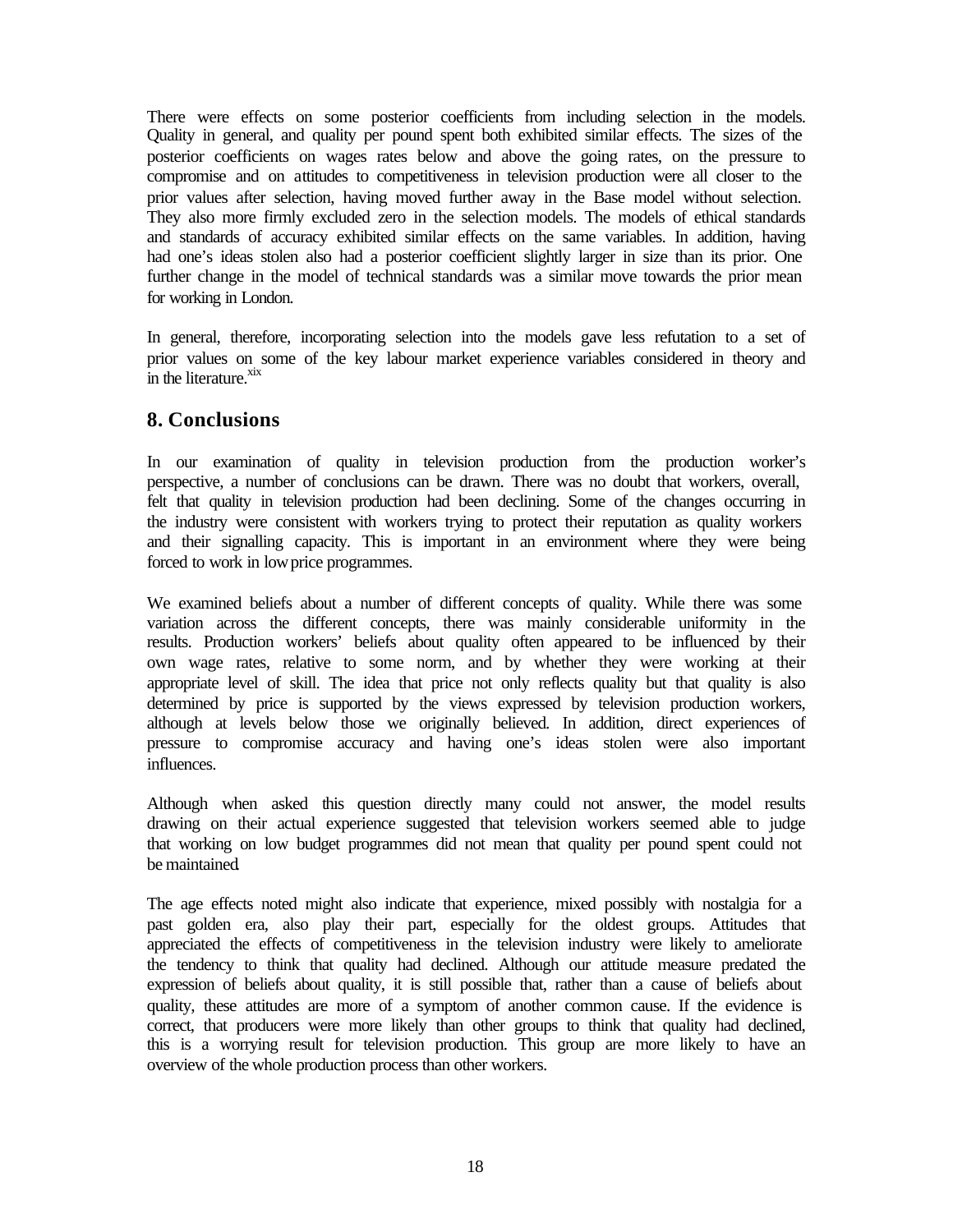There were effects on some posterior coefficients from including selection in the models. Quality in general, and quality per pound spent both exhibited similar effects. The sizes of the posterior coefficients on wages rates below and above the going rates, on the pressure to compromise and on attitudes to competitiveness in television production were all closer to the prior values after selection, having moved further away in the Base model without selection. They also more firmly excluded zero in the selection models. The models of ethical standards and standards of accuracy exhibited similar effects on the same variables. In addition, having had one's ideas stolen also had a posterior coefficient slightly larger in size than its prior. One further change in the model of technical standards was a similar move towards the prior mean for working in London.

In general, therefore, incorporating selection into the models gave less refutation to a set of prior values on some of the key labour market experience variables considered in theory and in the literature.[xix]

## 8. Conclusions

In our examination of quality in television production from the production worker's perspective, a number of conclusions can be drawn. There was no doubt that workers, overall, felt that quality in television production had been declining. Some of the changes occurring in the industry were consistent with workers trying to protect their reputation as quality workers and their signalling capacity. This is important in an environment where they were being forced to work in low price programmes.

We examined beliefs about a number of different concepts of quality. While there was some variation across the different concepts, there was mainly considerable uniformity in the results. Production workers' beliefs about quality often appeared to be influenced by their own wage rates, relative to some norm, and by whether they were working at their appropriate level of skill. The idea that price not only reflects quality but that quality is also determined by price is supported by the views expressed by television production workers, although at levels below those we originally believed. In addition, direct experiences of pressure to compromise accuracy and having one's ideas stolen were also important influences.

Although when asked this question directly many could not answer, the model results drawing on their actual experience suggested that television workers seemed able to judge that working on low budget programmes did not mean that quality per pound spent could not be maintained.

The age effects noted might also indicate that experience, mixed possibly with nostalgia for a past golden era, also play their part, especially for the oldest groups. Attitudes that appreciated the effects of competitiveness in the television industry were likely to ameliorate the tendency to think that quality had declined. Although our attitude measure predated the expression of beliefs about quality, it is still possible that, rather than a cause of beliefs about quality, these attitudes are more of a symptom of another common cause. If the evidence is correct, that producers were more likely than other groups to think that quality had declined, this is a worrying result for television production. This group are more likely to have an overview of the whole production process than other workers.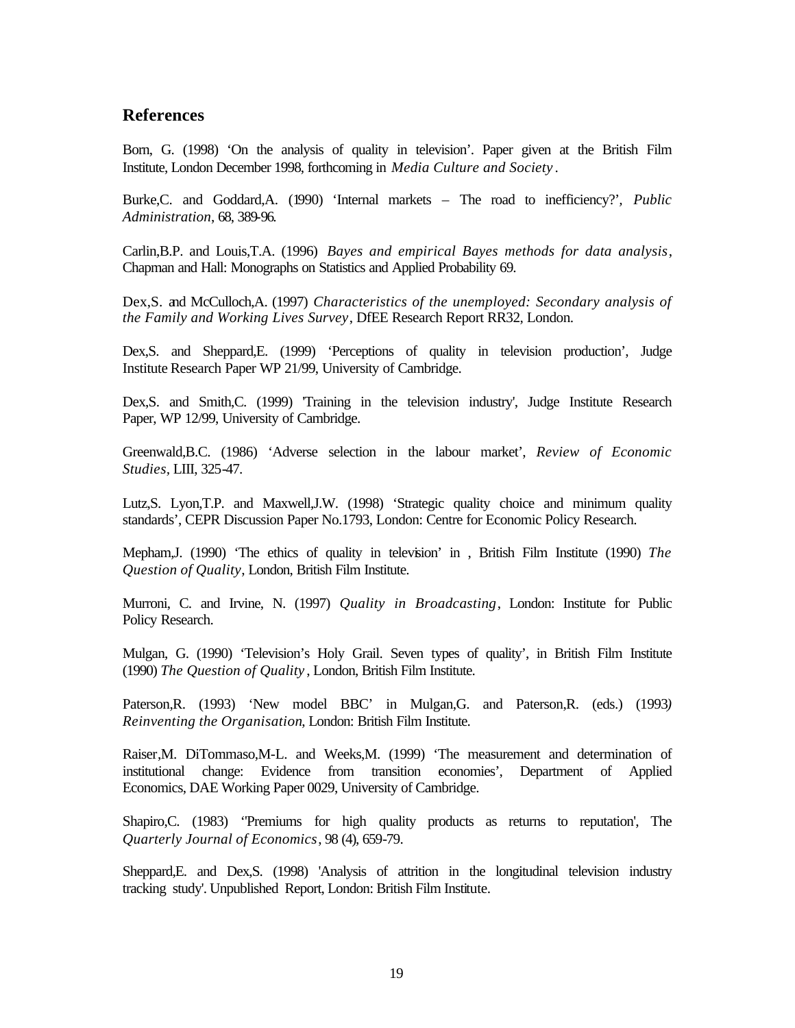## References

Born, G. (1998) 'On the analysis of quality in television'. Paper given at the British Film Institute, London December 1998, forthcoming in *Media Culture and Society*.

Burke,C. and Goddard,A. (1990) 'Internal markets – The road to inefficiency?', *Public Administration*, 68, 389-96.

Carlin,B.P. and Louis,T.A. (1996) *Bayes and empirical Bayes methods for data analysis*, Chapman and Hall: Monographs on Statistics and Applied Probability 69.

Dex,S. and McCulloch,A. (1997) *Characteristics of the unemployed: Secondary analysis of the Family and Working Lives Survey*, DfEE Research Report RR32, London.

Dex,S. and Sheppard,E. (1999) 'Perceptions of quality in television production', Judge Institute Research Paper WP 21/99, University of Cambridge.

Dex,S. and Smith,C. (1999) 'Training in the television industry', Judge Institute Research Paper, WP 12/99, University of Cambridge.

Greenwald,B.C. (1986) 'Adverse selection in the labour market', *Review of Economic Studies*, LIII, 325-47.

Lutz,S. Lyon,T.P. and Maxwell,J.W. (1998) 'Strategic quality choice and minimum quality standards', CEPR Discussion Paper No.1793, London: Centre for Economic Policy Research.

Mepham,J. (1990) 'The ethics of quality in television' in , British Film Institute (1990) *The Question of Quality*, London, British Film Institute.

Murroni, C. and Irvine, N. (1997) *Quality in Broadcasting*, London: Institute for Public Policy Research.

Mulgan, G. (1990) 'Television's Holy Grail. Seven types of quality', in British Film Institute (1990) *The Question of Quality*, London, British Film Institute.

Paterson,R. (1993) 'New model BBC' in Mulgan,G. and Paterson,R. (eds.) (1993) *Reinventing the Organisation*, London: British Film Institute.

Raiser,M. DiTommaso,M-L. and Weeks,M. (1999) 'The measurement and determination of institutional change: Evidence from transition economies', Department of Applied Economics, DAE Working Paper 0029, University of Cambridge.

Shapiro,C. (1983) ''Premiums for high quality products as returns to reputation', The *Quarterly Journal of Economics*, 98 (4), 659-79.

Sheppard,E. and Dex,S. (1998) 'Analysis of attrition in the longitudinal television industry tracking study'. Unpublished Report, London: British Film Institute.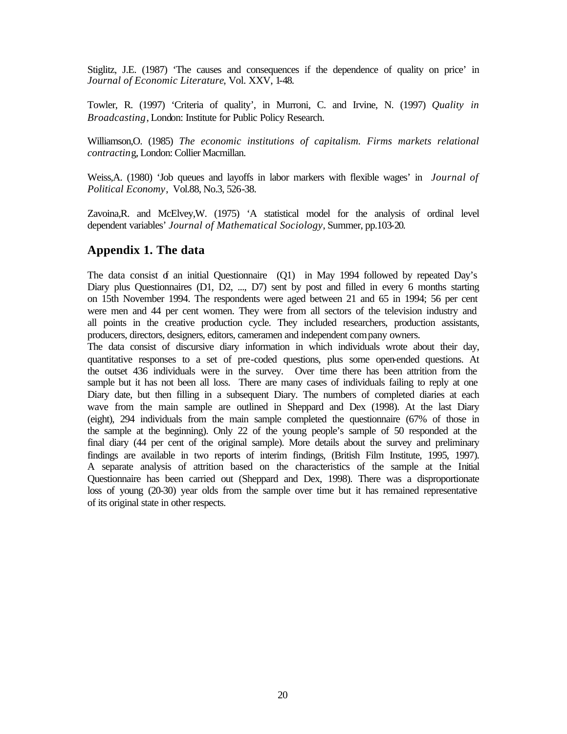Stiglitz, J.E. (1987) 'The causes and consequences if the dependence of quality on price' in *Journal of Economic Literature*, Vol. XXV, 1-48.

Towler, R. (1997) 'Criteria of quality', in Murroni, C. and Irvine, N. (1997) *Quality in Broadcasting*, London: Institute for Public Policy Research.

Williamson,O. (1985) *The economic institutions of capitalism. Firms markets relational contracting*, London: Collier Macmillan.

Weiss,A. (1980) 'Job queues and layoffs in labor markers with flexible wages' in *Journal of Political Economy*, Vol.88, No.3, 526-38.

Zavoina,R. and McElvey,W. (1975) 'A statistical model for the analysis of ordinal level dependent variables' *Journal of Mathematical Sociology*, Summer, pp.103-20.

## Appendix 1. The data

The data consist of an initial Questionnaire (Q1) in May 1994 followed by repeated Day's Diary plus Questionnaires (D1, D2, ..., D7) sent by post and filled in every 6 months starting on 15th November 1994. The respondents were aged between 21 and 65 in 1994; 56 per cent were men and 44 per cent women. They were from all sectors of the television industry and all points in the creative production cycle. They included researchers, production assistants, producers, directors, designers, editors, cameramen and independent company owners.

The data consist of discursive diary information in which individuals wrote about their day, quantitative responses to a set of pre-coded questions, plus some open-ended questions. At the outset 436 individuals were in the survey. Over time there has been attrition from the sample but it has not been all loss. There are many cases of individuals failing to reply at one Diary date, but then filling in a subsequent Diary. The numbers of completed diaries at each wave from the main sample are outlined in Sheppard and Dex (1998). At the last Diary (eight), 294 individuals from the main sample completed the questionnaire (67% of those in the sample at the beginning). Only 22 of the young people's sample of 50 responded at the final diary (44 per cent of the original sample). More details about the survey and preliminary findings are available in two reports of interim findings, (British Film Institute, 1995, 1997). A separate analysis of attrition based on the characteristics of the sample at the Initial Questionnaire has been carried out (Sheppard and Dex, 1998). There was a disproportionate loss of young (20-30) year olds from the sample over time but it has remained representative of its original state in other respects.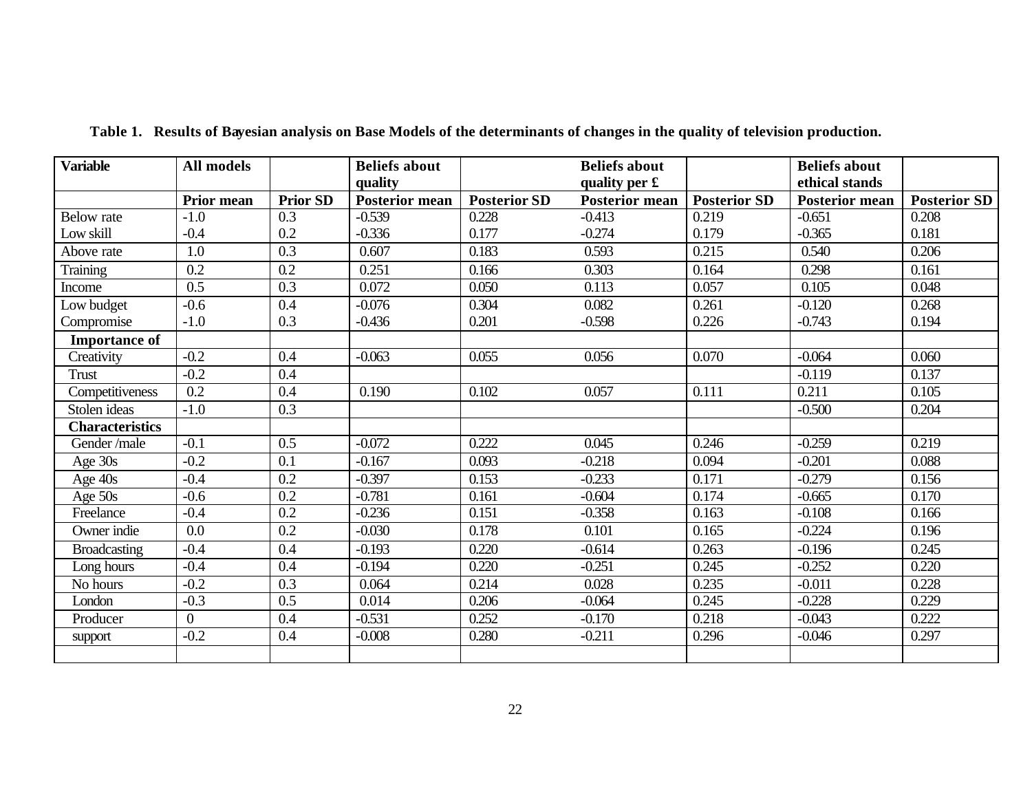**Table 1. Results of Bayesian analysis on Base Models of the determinants of changes in the quality of television production.**

| Variable | All models | | Beliefs about quality | | Beliefs about quality per £ | | Beliefs about ethical stands | |
|---|---|---|---|---|---|---|---|---|
| | Prior mean | Prior SD | Posterior mean | Posterior SD | Posterior mean | Posterior SD | Posterior mean | Posterior SD |
| Below rate | -1.0 | 0.3 | -0.539 | 0.228 | -0.413 | 0.219 | -0.651 | 0.208 |
| Low skill | -0.4 | 0.2 | -0.336 | 0.177 | -0.274 | 0.179 | -0.365 | 0.181 |
| Above rate | 1.0 | 0.3 | 0.607 | 0.183 | 0.593 | 0.215 | 0.540 | 0.206 |
| Training | 0.2 | 0.2 | 0.251 | 0.166 | 0.303 | 0.164 | 0.298 | 0.161 |
| Income | 0.5 | 0.3 | 0.072 | 0.050 | 0.113 | 0.057 | 0.105 | 0.048 |
| Low budget | -0.6 | 0.4 | -0.076 | 0.304 | 0.082 | 0.261 | -0.120 | 0.268 |
| Compromise | -1.0 | 0.3 | -0.436 | 0.201 | -0.598 | 0.226 | -0.743 | 0.194 |
| **Importance of** | | | | | | | | |
| Creativity | -0.2 | 0.4 | -0.063 | 0.055 | 0.056 | 0.070 | -0.064 | 0.060 |
| Trust | -0.2 | 0.4 | | | | | -0.119 | 0.137 |
| Competitiveness | 0.2 | 0.4 | 0.190 | 0.102 | 0.057 | 0.111 | 0.211 | 0.105 |
| Stolen ideas | -1.0 | 0.3 | | | | | -0.500 | 0.204 |
| **Characteristics** | | | | | | | | |
| Gender /male | -0.1 | 0.5 | -0.072 | 0.222 | 0.045 | 0.246 | -0.259 | 0.219 |
| Age 30s | -0.2 | 0.1 | -0.167 | 0.093 | -0.218 | 0.094 | -0.201 | 0.088 |
| Age 40s | -0.4 | 0.2 | -0.397 | 0.153 | -0.233 | 0.171 | -0.279 | 0.156 |
| Age 50s | -0.6 | 0.2 | -0.781 | 0.161 | -0.604 | 0.174 | -0.665 | 0.170 |
| Freelance | -0.4 | 0.2 | -0.236 | 0.151 | -0.358 | 0.163 | -0.108 | 0.166 |
| Owner indie | 0.0 | 0.2 | -0.030 | 0.178 | 0.101 | 0.165 | -0.224 | 0.196 |
| Broadcasting | -0.4 | 0.4 | -0.193 | 0.220 | -0.614 | 0.263 | -0.196 | 0.245 |
| Long hours | -0.4 | 0.4 | -0.194 | 0.220 | -0.251 | 0.245 | -0.252 | 0.220 |
| No hours | -0.2 | 0.3 | 0.064 | 0.214 | 0.028 | 0.235 | -0.011 | 0.228 |
| London | -0.3 | 0.5 | 0.014 | 0.206 | -0.064 | 0.245 | -0.228 | 0.229 |
| Producer | 0 | 0.4 | -0.531 | 0.252 | -0.170 | 0.218 | -0.043 | 0.222 |
| support | -0.2 | 0.4 | -0.008 | 0.280 | -0.211 | 0.296 | -0.046 | 0.297 |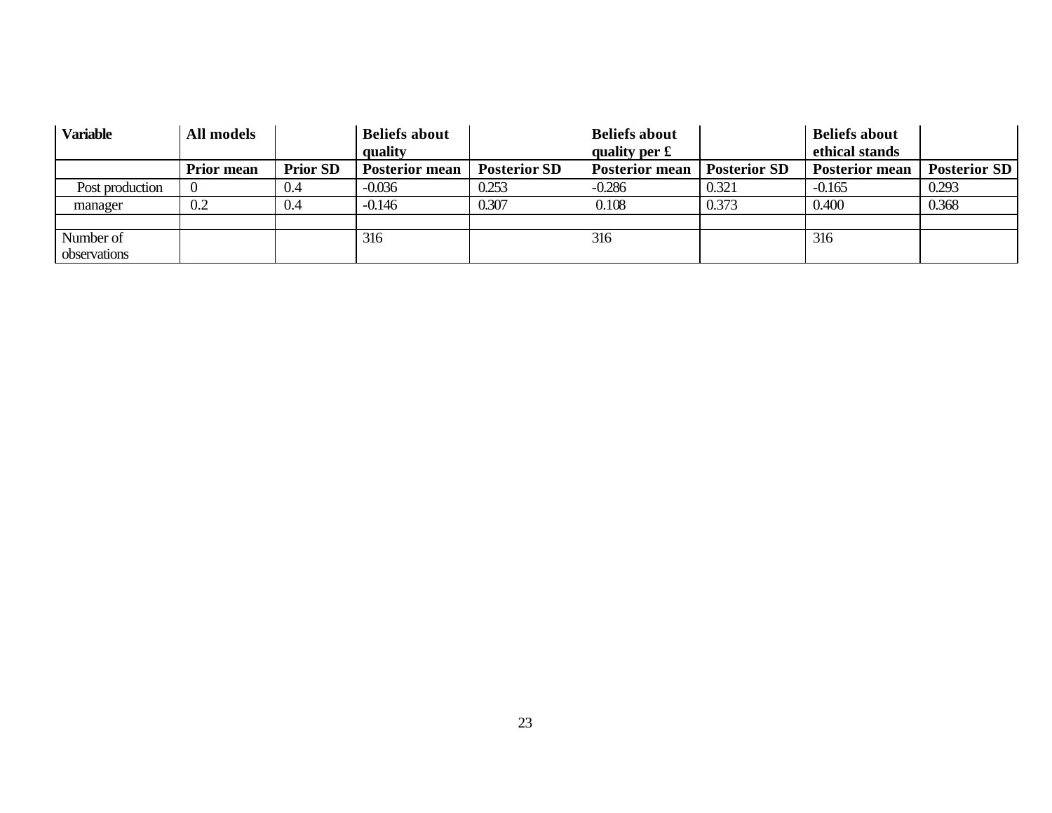| Variable | All models | | Beliefs about quality | | Beliefs about quality per £ | | Beliefs about ethical stands | |
|---|---|---|---|---|---|---|---|---|
| | Prior mean | Prior SD | Posterior mean | Posterior SD | Posterior mean | Posterior SD | Posterior mean | Posterior SD |
| Post production | 0 | 0.4 | -0.036 | 0.253 | -0.286 | 0.321 | -0.165 | 0.293 |
| manager | 0.2 | 0.4 | -0.146 | 0.307 | 0.108 | 0.373 | 0.400 | 0.368 |
| | | | | | | | | |
| Number of observations | | | 316 | | 316 | | 316 | |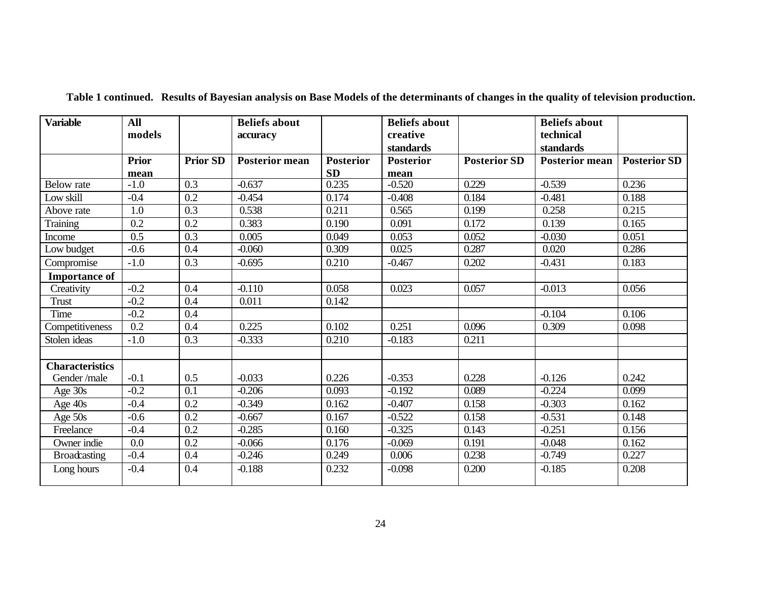**Table 1 continued. Results of Bayesian analysis on Base Models of the determinants of changes in the quality of television production.**

| Variable | All models | | Beliefs about accuracy | | Beliefs about creative standards | | Beliefs about technical standards | |
|---|---|---|---|---|---|---|---|---|
| | **Prior mean** | **Prior SD** | **Posterior mean** | **Posterior SD** | **Posterior mean** | **Posterior SD** | **Posterior mean** | **Posterior SD** |
| Below rate | -1.0 | 0.3 | -0.637 | 0.235 | -0.520 | 0.229 | -0.539 | 0.236 |
| Low skill | -0.4 | 0.2 | -0.454 | 0.174 | -0.408 | 0.184 | -0.481 | 0.188 |
| Above rate | 1.0 | 0.3 | 0.538 | 0.211 | 0.565 | 0.199 | 0.258 | 0.215 |
| Training | 0.2 | 0.2 | 0.383 | 0.190 | 0.091 | 0.172 | 0.139 | 0.165 |
| Income | 0.5 | 0.3 | 0.005 | 0.049 | 0.053 | 0.052 | -0.030 | 0.051 |
| Low budget | -0.6 | 0.4 | -0.060 | 0.309 | 0.025 | 0.287 | 0.020 | 0.286 |
| Compromise | -1.0 | 0.3 | -0.695 | 0.210 | -0.467 | 0.202 | -0.431 | 0.183 |
| **Importance of** | | | | | | | | |
| Creativity | -0.2 | 0.4 | -0.110 | 0.058 | 0.023 | 0.057 | -0.013 | 0.056 |
| Trust | -0.2 | 0.4 | 0.011 | 0.142 | | | | |
| Time | -0.2 | 0.4 | | | | | -0.104 | 0.106 |
| Competitiveness | 0.2 | 0.4 | 0.225 | 0.102 | 0.251 | 0.096 | 0.309 | 0.098 |
| Stolen ideas | -1.0 | 0.3 | -0.333 | 0.210 | -0.183 | 0.211 | | |
| | | | | | | | | |
| **Characteristics** | | | | | | | | |
| Gender /male | -0.1 | 0.5 | -0.033 | 0.226 | -0.353 | 0.228 | -0.126 | 0.242 |
| Age 30s | -0.2 | 0.1 | -0.206 | 0.093 | -0.192 | 0.089 | -0.224 | 0.099 |
| Age 40s | -0.4 | 0.2 | -0.349 | 0.162 | -0.407 | 0.158 | -0.303 | 0.162 |
| Age 50s | -0.6 | 0.2 | -0.667 | 0.167 | -0.522 | 0.158 | -0.531 | 0.148 |
| Freelance | -0.4 | 0.2 | -0.285 | 0.160 | -0.325 | 0.143 | -0.251 | 0.156 |
| Owner indie | 0.0 | 0.2 | -0.066 | 0.176 | -0.069 | 0.191 | -0.048 | 0.162 |
| Broadcasting | -0.4 | 0.4 | -0.246 | 0.249 | 0.006 | 0.238 | -0.749 | 0.227 |
| Long hours | -0.4 | 0.4 | -0.188 | 0.232 | -0.098 | 0.200 | -0.185 | 0.208 |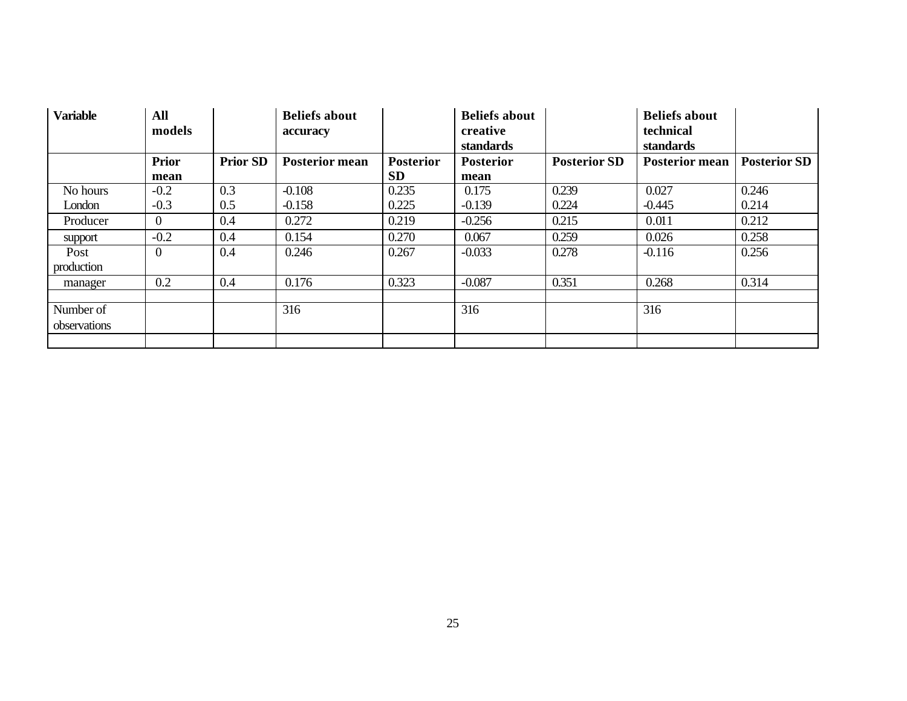| Variable | All models | | Beliefs about accuracy | | Beliefs about creative standards | | Beliefs about technical standards | |
|---|---|---|---|---|---|---|---|---|
| | Prior mean | Prior SD | Posterior mean | Posterior SD | Posterior mean | Posterior SD | Posterior mean | Posterior SD |
| No hours | -0.2 | 0.3 | -0.108 | 0.235 | 0.175 | 0.239 | 0.027 | 0.246 |
| London | -0.3 | 0.5 | -0.158 | 0.225 | -0.139 | 0.224 | -0.445 | 0.214 |
| Producer | 0 | 0.4 | 0.272 | 0.219 | -0.256 | 0.215 | 0.011 | 0.212 |
| support | -0.2 | 0.4 | 0.154 | 0.270 | 0.067 | 0.259 | 0.026 | 0.258 |
| Post production | 0 | 0.4 | 0.246 | 0.267 | -0.033 | 0.278 | -0.116 | 0.256 |
| manager | 0.2 | 0.4 | 0.176 | 0.323 | -0.087 | 0.351 | 0.268 | 0.314 |
| | | | | | | | | |
| Number of observations | | | 316 | | 316 | | 316 | |
| | | | | | | | | |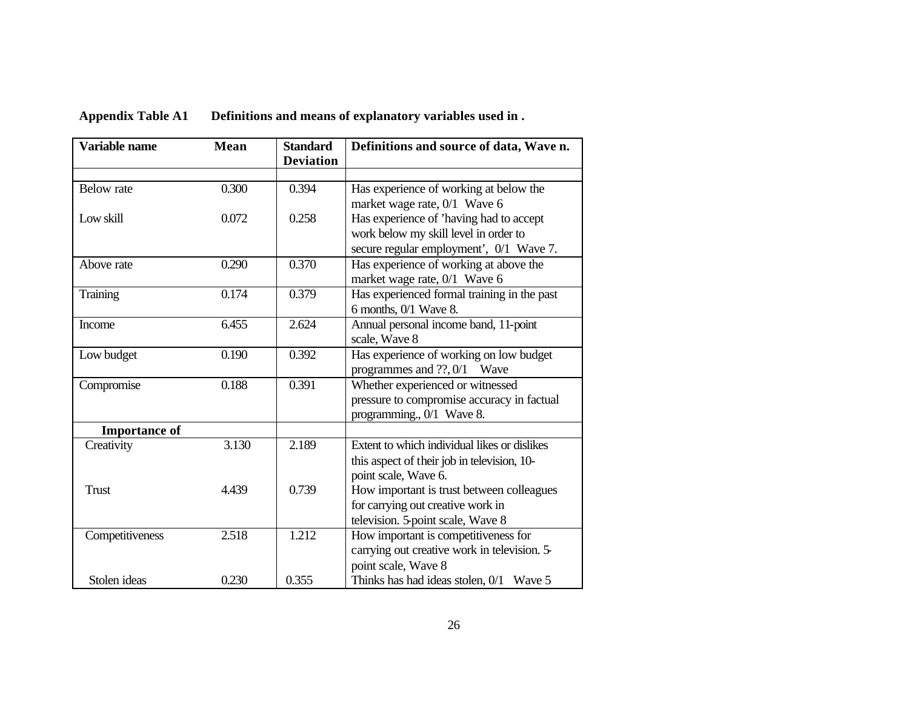**Appendix Table A1    Definitions and means of explanatory variables used in .**

| Variable name | Mean | Standard Deviation | Definitions and source of data, Wave n. |
|---|---|---|---|
| | | | |
| Below rate | 0.300 | 0.394 | Has experience of working at below the market wage rate, 0/1  Wave 6 |
| Low skill | 0.072 | 0.258 | Has experience of 'having had to accept work below my skill level in order to secure regular employment', 0/1  Wave 7. |
| Above rate | 0.290 | 0.370 | Has experience of working at above the market wage rate, 0/1  Wave 6 |
| Training | 0.174 | 0.379 | Has experienced formal training in the past 6 months, 0/1 Wave 8. |
| Income | 6.455 | 2.624 | Annual personal income band, 11-point scale, Wave 8 |
| Low budget | 0.190 | 0.392 | Has experience of working on low budget programmes and ??, 0/1   Wave |
| Compromise | 0.188 | 0.391 | Whether experienced or witnessed pressure to compromise accuracy in factual programming., 0/1  Wave 8. |
| **Importance of** | | | |
| Creativity | 3.130 | 2.189 | Extent to which individual likes or dislikes this aspect of their job in television, 10-point scale, Wave 6. |
| Trust | 4.439 | 0.739 | How important is trust between colleagues for carrying out creative work in television. 5-point scale, Wave 8 |
| Competitiveness | 2.518 | 1.212 | How important is competitiveness for carrying out creative work in television. 5-point scale, Wave 8 |
| Stolen ideas | 0.230 | 0.355 | Thinks has had ideas stolen, 0/1   Wave 5 |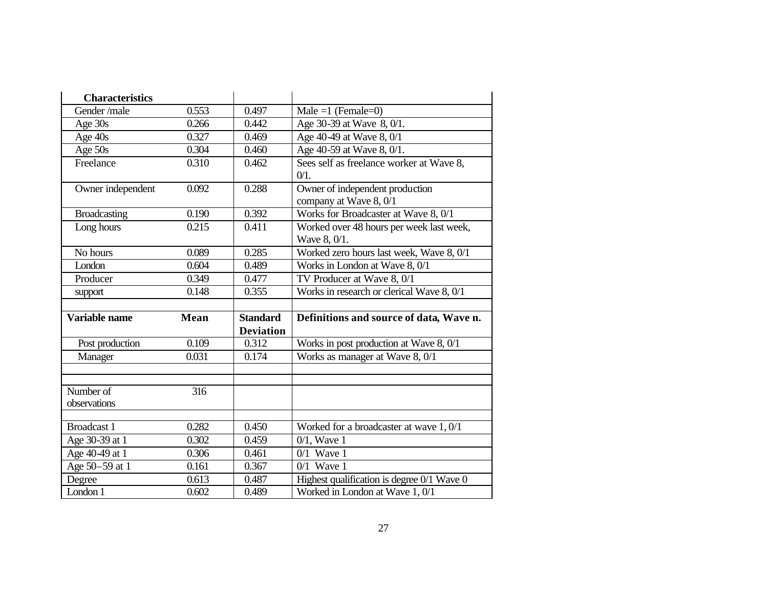| **Characteristics** | | | |
|---|---|---|---|
| Gender /male | 0.553 | 0.497 | Male =1 (Female=0) |
| Age 30s | 0.266 | 0.442 | Age 30-39 at Wave 8, 0/1. |
| Age 40s | 0.327 | 0.469 | Age 40-49 at Wave 8, 0/1 |
| Age 50s | 0.304 | 0.460 | Age 40-59 at Wave 8, 0/1. |
| Freelance | 0.310 | 0.462 | Sees self as freelance worker at Wave 8, 0/1. |
| Owner independent | 0.092 | 0.288 | Owner of independent production company at Wave 8, 0/1 |
| Broadcasting | 0.190 | 0.392 | Works for Broadcaster at Wave 8, 0/1 |
| Long hours | 0.215 | 0.411 | Worked over 48 hours per week last week, Wave 8, 0/1. |
| No hours | 0.089 | 0.285 | Worked zero hours last week, Wave 8, 0/1 |
| London | 0.604 | 0.489 | Works in London at Wave 8, 0/1 |
| Producer | 0.349 | 0.477 | TV Producer at Wave 8, 0/1 |
| support | 0.148 | 0.355 | Works in research or clerical Wave 8, 0/1 |
| | | | |
| **Variable name** | **Mean** | **Standard Deviation** | **Definitions and source of data, Wave n.** |
| Post production | 0.109 | 0.312 | Works in post production at Wave 8, 0/1 |
| Manager | 0.031 | 0.174 | Works as manager at Wave 8, 0/1 |
| | | | |
| | | | |
| Number of observations | 316 | | |
| | | | |
| Broadcast 1 | 0.282 | 0.450 | Worked for a broadcaster at wave 1, 0/1 |
| Age 30-39 at 1 | 0.302 | 0.459 | 0/1, Wave 1 |
| Age 40-49 at 1 | 0.306 | 0.461 | 0/1 Wave 1 |
| Age 50–59 at 1 | 0.161 | 0.367 | 0/1 Wave 1 |
| Degree | 0.613 | 0.487 | Highest qualification is degree 0/1 Wave 0 |
| London 1 | 0.602 | 0.489 | Worked in London at Wave 1, 0/1 |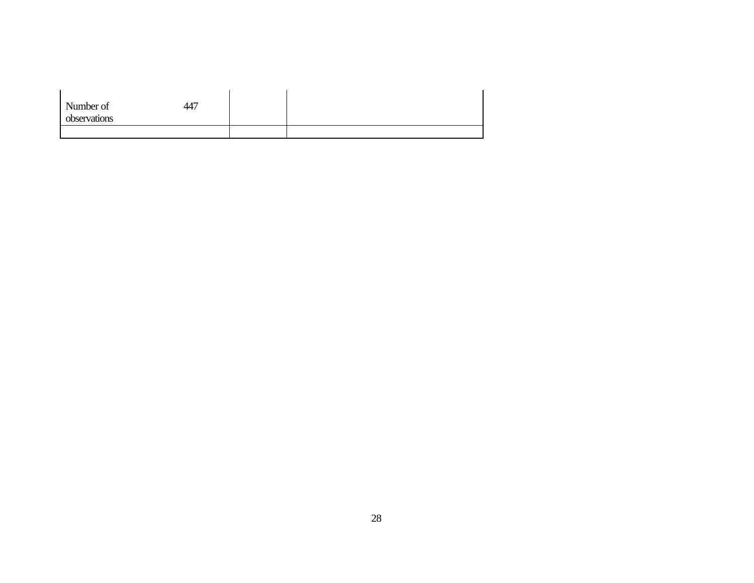| | | | |
|---|---|---|---|
| Number of observations | 447 | | |
| | | | |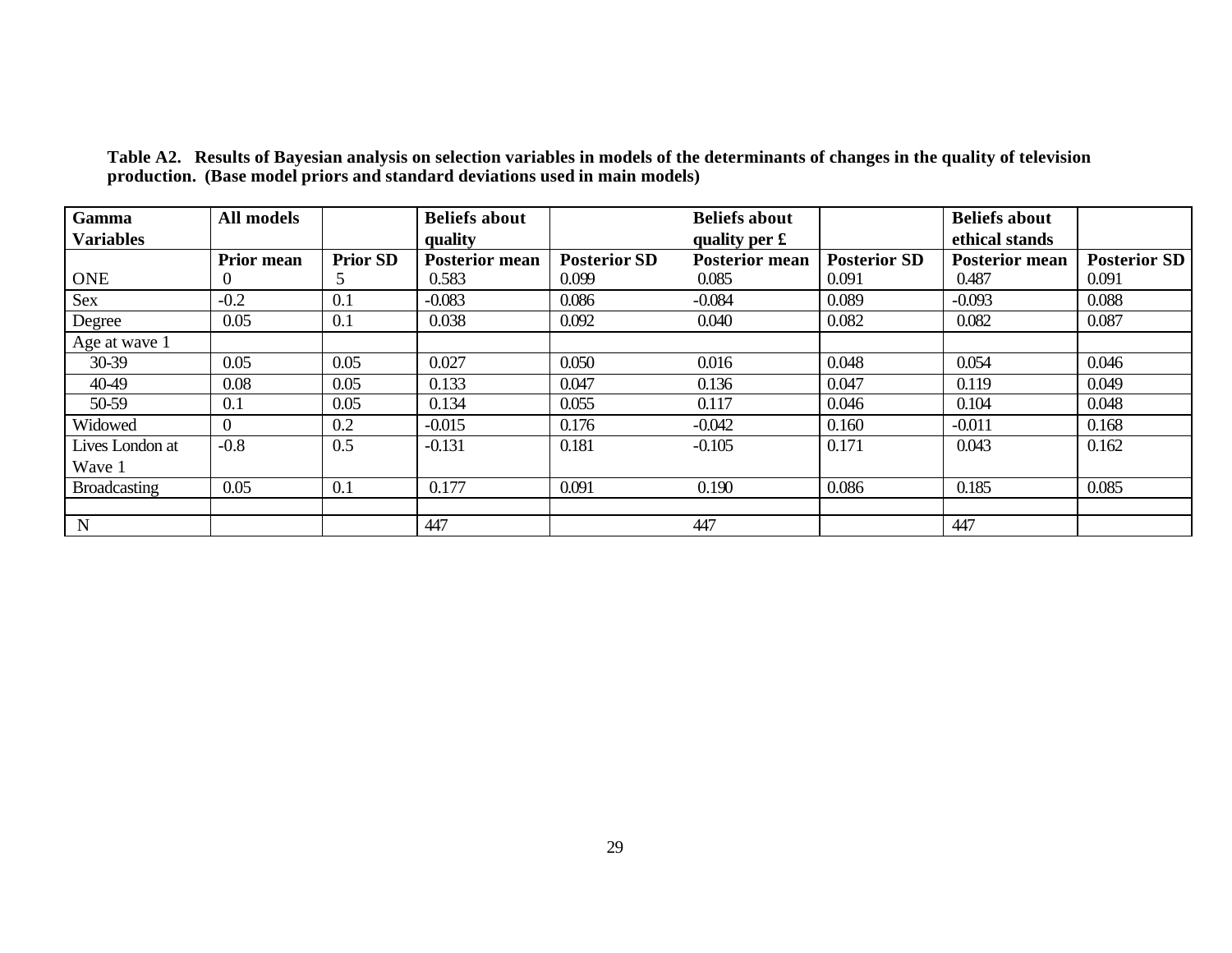**Table A2. Results of Bayesian analysis on selection variables in models of the determinants of changes in the quality of television production. (Base model priors and standard deviations used in main models)**

| Gamma Variables | All models | | Beliefs about quality | | Beliefs about quality per £ | | Beliefs about ethical stands | |
|---|---|---|---|---|---|---|---|---|
| | Prior mean | Prior SD | Posterior mean | Posterior SD | Posterior mean | Posterior SD | Posterior mean | Posterior SD |
| ONE | 0 | 5 | 0.583 | 0.099 | 0.085 | 0.091 | 0.487 | 0.091 |
| Sex | -0.2 | 0.1 | -0.083 | 0.086 | -0.084 | 0.089 | -0.093 | 0.088 |
| Degree | 0.05 | 0.1 | 0.038 | 0.092 | 0.040 | 0.082 | 0.082 | 0.087 |
| Age at wave 1 | | | | | | | | |
| 30-39 | 0.05 | 0.05 | 0.027 | 0.050 | 0.016 | 0.048 | 0.054 | 0.046 |
| 40-49 | 0.08 | 0.05 | 0.133 | 0.047 | 0.136 | 0.047 | 0.119 | 0.049 |
| 50-59 | 0.1 | 0.05 | 0.134 | 0.055 | 0.117 | 0.046 | 0.104 | 0.048 |
| Widowed | 0 | 0.2 | -0.015 | 0.176 | -0.042 | 0.160 | -0.011 | 0.168 |
| Lives London at Wave 1 | -0.8 | 0.5 | -0.131 | 0.181 | -0.105 | 0.171 | 0.043 | 0.162 |
| Broadcasting | 0.05 | 0.1 | 0.177 | 0.091 | 0.190 | 0.086 | 0.185 | 0.085 |
| | | | | | | | | |
| N | | | 447 | | 447 | | 447 | |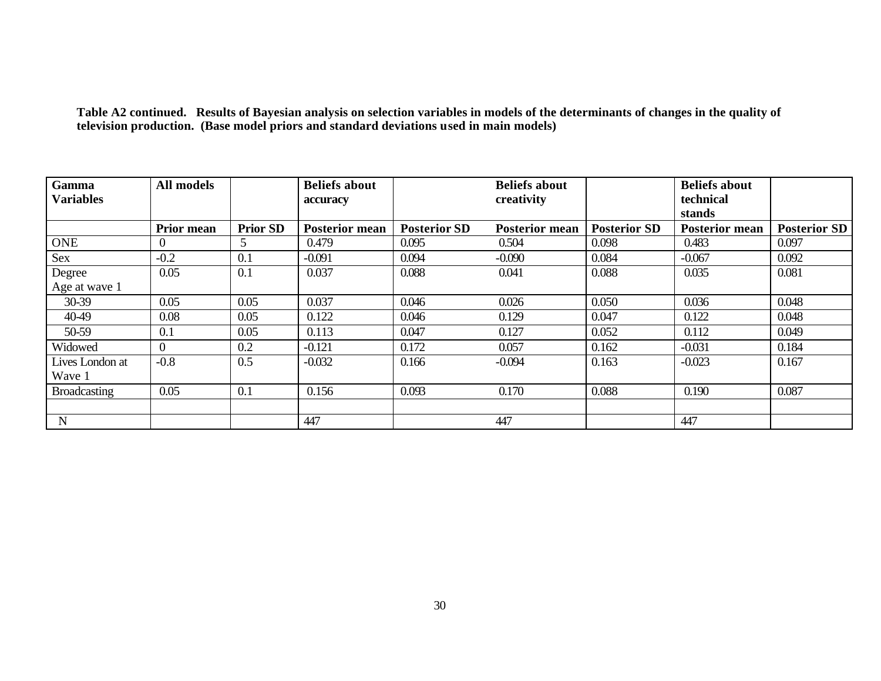**Table A2 continued. Results of Bayesian analysis on selection variables in models of the determinants of changes in the quality of television production. (Base model priors and standard deviations used in main models)**

| Gamma Variables | All models | | Beliefs about accuracy | | Beliefs about creativity | | Beliefs about technical stands | |
|---|---|---|---|---|---|---|---|---|
| | **Prior mean** | **Prior SD** | **Posterior mean** | **Posterior SD** | **Posterior mean** | **Posterior SD** | **Posterior mean** | **Posterior SD** |
| ONE | 0 | 5 | 0.479 | 0.095 | 0.504 | 0.098 | 0.483 | 0.097 |
| Sex | -0.2 | 0.1 | -0.091 | 0.094 | -0.090 | 0.084 | -0.067 | 0.092 |
| Degree | 0.05 | 0.1 | 0.037 | 0.088 | 0.041 | 0.088 | 0.035 | 0.081 |
| Age at wave 1 | | | | | | | | |
| 30-39 | 0.05 | 0.05 | 0.037 | 0.046 | 0.026 | 0.050 | 0.036 | 0.048 |
| 40-49 | 0.08 | 0.05 | 0.122 | 0.046 | 0.129 | 0.047 | 0.122 | 0.048 |
| 50-59 | 0.1 | 0.05 | 0.113 | 0.047 | 0.127 | 0.052 | 0.112 | 0.049 |
| Widowed | 0 | 0.2 | -0.121 | 0.172 | 0.057 | 0.162 | -0.031 | 0.184 |
| Lives London at Wave 1 | -0.8 | 0.5 | -0.032 | 0.166 | -0.094 | 0.163 | -0.023 | 0.167 |
| Broadcasting | 0.05 | 0.1 | 0.156 | 0.093 | 0.170 | 0.088 | 0.190 | 0.087 |
| | | | | | | | | |
| N | | | 447 | | 447 | | 447 | |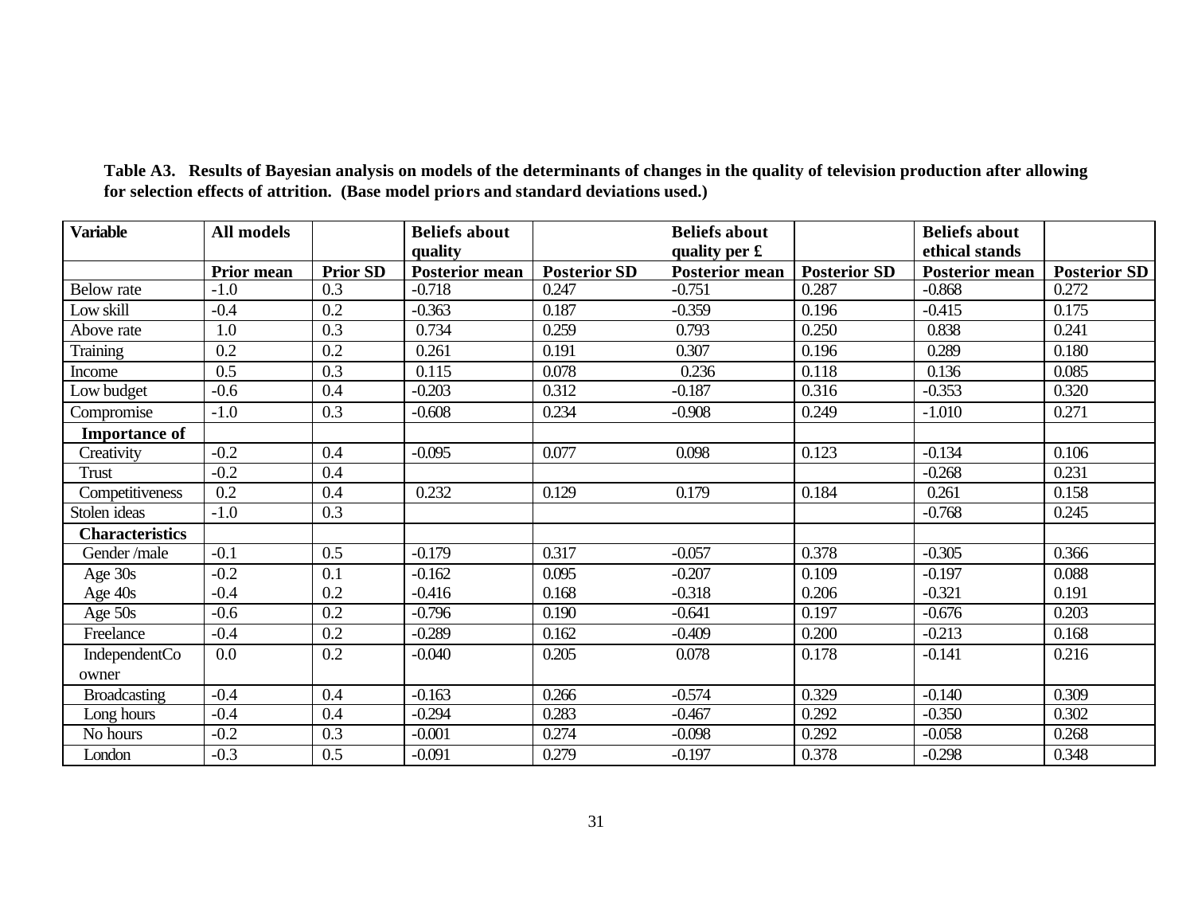**Table A3. Results of Bayesian analysis on models of the determinants of changes in the quality of television production after allowing for selection effects of attrition. (Base model priors and standard deviations used.)**

| Variable | All models | | Beliefs about quality | | Beliefs about quality per £ | | Beliefs about ethical stands | |
|---|---|---|---|---|---|---|---|---|
| | Prior mean | Prior SD | Posterior mean | Posterior SD | Posterior mean | Posterior SD | Posterior mean | Posterior SD |
| Below rate | -1.0 | 0.3 | -0.718 | 0.247 | -0.751 | 0.287 | -0.868 | 0.272 |
| Low skill | -0.4 | 0.2 | -0.363 | 0.187 | -0.359 | 0.196 | -0.415 | 0.175 |
| Above rate | 1.0 | 0.3 | 0.734 | 0.259 | 0.793 | 0.250 | 0.838 | 0.241 |
| Training | 0.2 | 0.2 | 0.261 | 0.191 | 0.307 | 0.196 | 0.289 | 0.180 |
| Income | 0.5 | 0.3 | 0.115 | 0.078 | 0.236 | 0.118 | 0.136 | 0.085 |
| Low budget | -0.6 | 0.4 | -0.203 | 0.312 | -0.187 | 0.316 | -0.353 | 0.320 |
| Compromise | -1.0 | 0.3 | -0.608 | 0.234 | -0.908 | 0.249 | -1.010 | 0.271 |
| **Importance of** | | | | | | | | |
| Creativity | -0.2 | 0.4 | -0.095 | 0.077 | 0.098 | 0.123 | -0.134 | 0.106 |
| Trust | -0.2 | 0.4 | | | | | -0.268 | 0.231 |
| Competitiveness | 0.2 | 0.4 | 0.232 | 0.129 | 0.179 | 0.184 | 0.261 | 0.158 |
| Stolen ideas | -1.0 | 0.3 | | | | | -0.768 | 0.245 |
| **Characteristics** | | | | | | | | |
| Gender /male | -0.1 | 0.5 | -0.179 | 0.317 | -0.057 | 0.378 | -0.305 | 0.366 |
| Age 30s | -0.2 | 0.1 | -0.162 | 0.095 | -0.207 | 0.109 | -0.197 | 0.088 |
| Age 40s | -0.4 | 0.2 | -0.416 | 0.168 | -0.318 | 0.206 | -0.321 | 0.191 |
| Age 50s | -0.6 | 0.2 | -0.796 | 0.190 | -0.641 | 0.197 | -0.676 | 0.203 |
| Freelance | -0.4 | 0.2 | -0.289 | 0.162 | -0.409 | 0.200 | -0.213 | 0.168 |
| IndependentCo owner | 0.0 | 0.2 | -0.040 | 0.205 | 0.078 | 0.178 | -0.141 | 0.216 |
| Broadcasting | -0.4 | 0.4 | -0.163 | 0.266 | -0.574 | 0.329 | -0.140 | 0.309 |
| Long hours | -0.4 | 0.4 | -0.294 | 0.283 | -0.467 | 0.292 | -0.350 | 0.302 |
| No hours | -0.2 | 0.3 | -0.001 | 0.274 | -0.098 | 0.292 | -0.058 | 0.268 |
| London | -0.3 | 0.5 | -0.091 | 0.279 | -0.197 | 0.378 | -0.298 | 0.348 |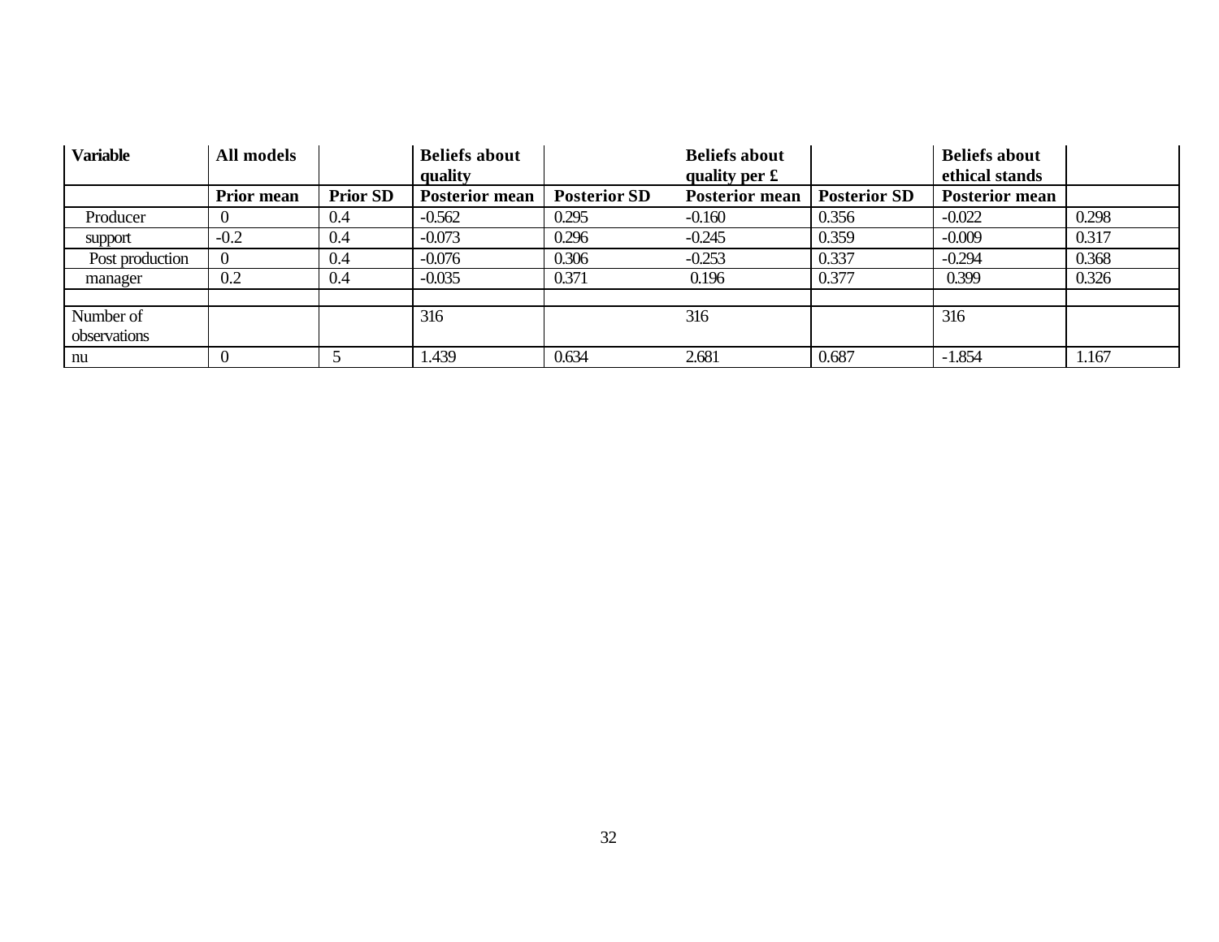| Variable | All models | | Beliefs about quality | | Beliefs about quality per £ | | Beliefs about ethical stands | |
|---|---|---|---|---|---|---|---|---|
| | Prior mean | Prior SD | Posterior mean | Posterior SD | Posterior mean | Posterior SD | Posterior mean | |
| Producer | 0 | 0.4 | -0.562 | 0.295 | -0.160 | 0.356 | -0.022 | 0.298 |
| support | -0.2 | 0.4 | -0.073 | 0.296 | -0.245 | 0.359 | -0.009 | 0.317 |
| Post production | 0 | 0.4 | -0.076 | 0.306 | -0.253 | 0.337 | -0.294 | 0.368 |
| manager | 0.2 | 0.4 | -0.035 | 0.371 | 0.196 | 0.377 | 0.399 | 0.326 |
| | | | | | | | | |
| Number of observations | | | 316 | | 316 | | 316 | |
| nu | 0 | 5 | 1.439 | 0.634 | 2.681 | 0.687 | -1.854 | 1.167 |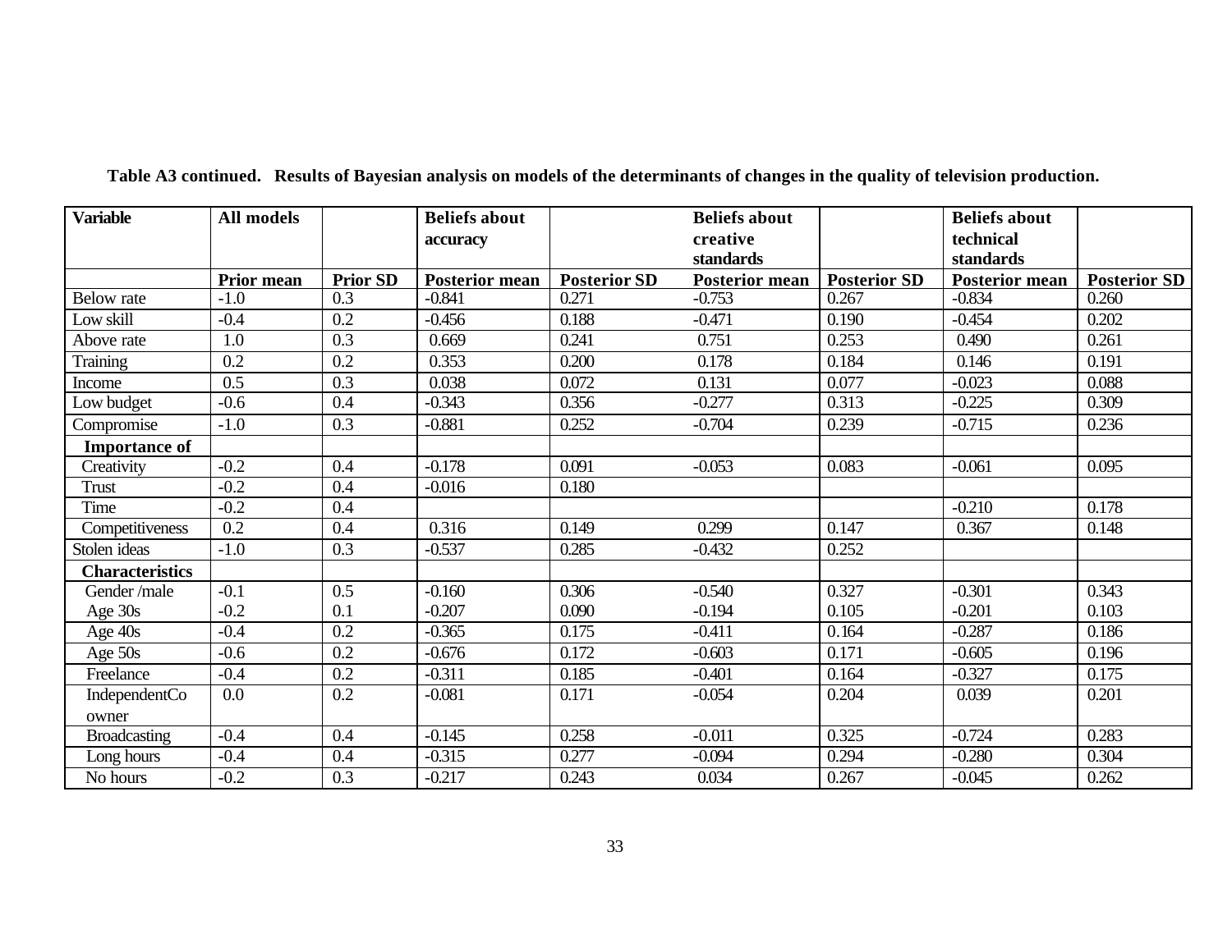**Table A3 continued. Results of Bayesian analysis on models of the determinants of changes in the quality of television production.**

| Variable | All models | | Beliefs about accuracy | | Beliefs about creative standards | | Beliefs about technical standards | |
|---|---|---|---|---|---|---|---|---|
| | Prior mean | Prior SD | Posterior mean | Posterior SD | Posterior mean | Posterior SD | Posterior mean | Posterior SD |
| Below rate | -1.0 | 0.3 | -0.841 | 0.271 | -0.753 | 0.267 | -0.834 | 0.260 |
| Low skill | -0.4 | 0.2 | -0.456 | 0.188 | -0.471 | 0.190 | -0.454 | 0.202 |
| Above rate | 1.0 | 0.3 | 0.669 | 0.241 | 0.751 | 0.253 | 0.490 | 0.261 |
| Training | 0.2 | 0.2 | 0.353 | 0.200 | 0.178 | 0.184 | 0.146 | 0.191 |
| Income | 0.5 | 0.3 | 0.038 | 0.072 | 0.131 | 0.077 | -0.023 | 0.088 |
| Low budget | -0.6 | 0.4 | -0.343 | 0.356 | -0.277 | 0.313 | -0.225 | 0.309 |
| Compromise | -1.0 | 0.3 | -0.881 | 0.252 | -0.704 | 0.239 | -0.715 | 0.236 |
| **Importance of** | | | | | | | | |
| Creativity | -0.2 | 0.4 | -0.178 | 0.091 | -0.053 | 0.083 | -0.061 | 0.095 |
| Trust | -0.2 | 0.4 | -0.016 | 0.180 | | | | |
| Time | -0.2 | 0.4 | | | | | -0.210 | 0.178 |
| Competitiveness | 0.2 | 0.4 | 0.316 | 0.149 | 0.299 | 0.147 | 0.367 | 0.148 |
| Stolen ideas | -1.0 | 0.3 | -0.537 | 0.285 | -0.432 | 0.252 | | |
| **Characteristics** | | | | | | | | |
| Gender /male | -0.1 | 0.5 | -0.160 | 0.306 | -0.540 | 0.327 | -0.301 | 0.343 |
| Age 30s | -0.2 | 0.1 | -0.207 | 0.090 | -0.194 | 0.105 | -0.201 | 0.103 |
| Age 40s | -0.4 | 0.2 | -0.365 | 0.175 | -0.411 | 0.164 | -0.287 | 0.186 |
| Age 50s | -0.6 | 0.2 | -0.676 | 0.172 | -0.603 | 0.171 | -0.605 | 0.196 |
| Freelance | -0.4 | 0.2 | -0.311 | 0.185 | -0.401 | 0.164 | -0.327 | 0.175 |
| IndependentCo owner | 0.0 | 0.2 | -0.081 | 0.171 | -0.054 | 0.204 | 0.039 | 0.201 |
| Broadcasting | -0.4 | 0.4 | -0.145 | 0.258 | -0.011 | 0.325 | -0.724 | 0.283 |
| Long hours | -0.4 | 0.4 | -0.315 | 0.277 | -0.094 | 0.294 | -0.280 | 0.304 |
| No hours | -0.2 | 0.3 | -0.217 | 0.243 | 0.034 | 0.267 | -0.045 | 0.262 |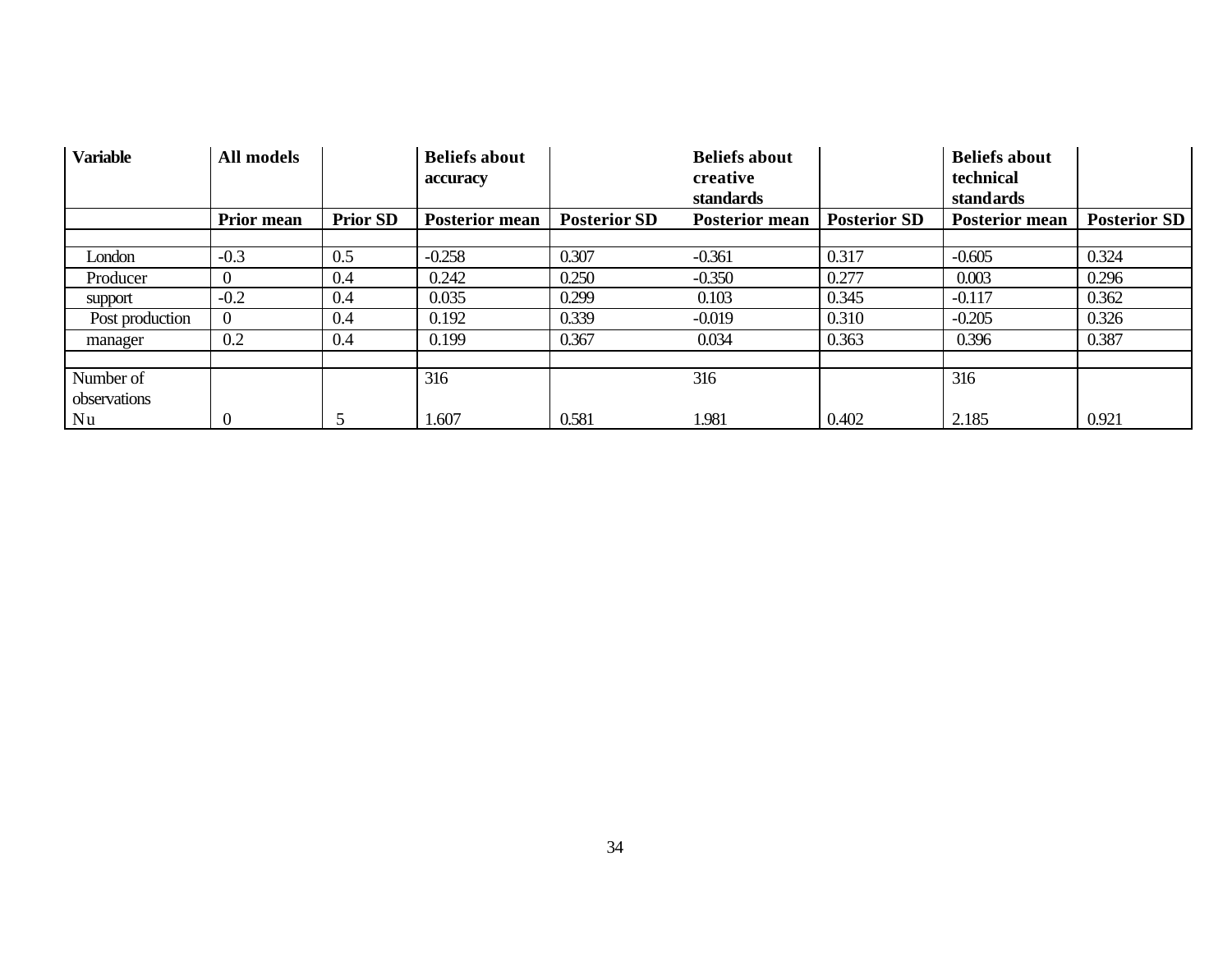| Variable | All models | | Beliefs about accuracy | | Beliefs about creative standards | | Beliefs about technical standards | |
|---|---|---|---|---|---|---|---|---|
| | Prior mean | Prior SD | Posterior mean | Posterior SD | Posterior mean | Posterior SD | Posterior mean | Posterior SD |
| | | | | | | | | |
| London | -0.3 | 0.5 | -0.258 | 0.307 | -0.361 | 0.317 | -0.605 | 0.324 |
| Producer | 0 | 0.4 | 0.242 | 0.250 | -0.350 | 0.277 | 0.003 | 0.296 |
| support | -0.2 | 0.4 | 0.035 | 0.299 | 0.103 | 0.345 | -0.117 | 0.362 |
| Post production | 0 | 0.4 | 0.192 | 0.339 | -0.019 | 0.310 | -0.205 | 0.326 |
| manager | 0.2 | 0.4 | 0.199 | 0.367 | 0.034 | 0.363 | 0.396 | 0.387 |
| | | | | | | | | |
| Number of observations | | | 316 | | 316 | | 316 | |
| Nu | 0 | 5 | 1.607 | 0.581 | 1.981 | 0.402 | 2.185 | 0.921 |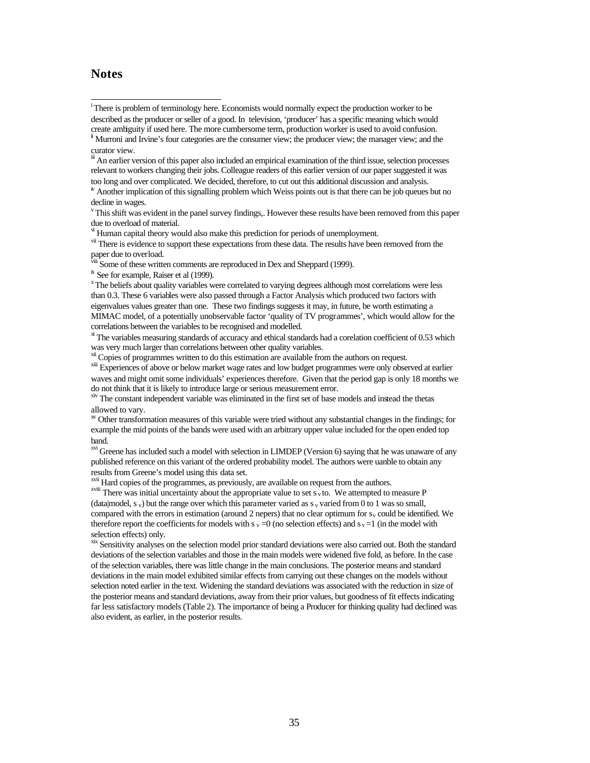## Notes

[i] There is problem of terminology here. Economists would normally expect the production worker to be described as the producer or seller of a good. In television, 'producer' has a specific meaning which would create ambiguity if used here. The more cumbersome term, production worker is used to avoid confusion.

[ii] Murroni and Irvine's four categories are the consumer view; the producer view; the manager view; and the curator view.

[iii] An earlier version of this paper also included an empirical examination of the third issue, selection processes relevant to workers changing their jobs. Colleague readers of this earlier version of our paper suggested it was too long and over complicated. We decided, therefore, to cut out this additional discussion and analysis.

[iv] Another implication of this signalling problem which Weiss points out is that there can be job queues but no decline in wages.

[v] This shift was evident in the panel survey findings,. However these results have been removed from this paper due to overload of material.

[vi] Human capital theory would also make this prediction for periods of unemployment.

[vii] There is evidence to support these expectations from these data. The results have been removed from the paper due to overload.

[viii] Some of these written comments are reproduced in Dex and Sheppard (1999).

[ix] See for example, Raiser et al (1999).

[x] The beliefs about quality variables were correlated to varying degrees although most correlations were less than 0.3. These 6 variables were also passed through a Factor Analysis which produced two factors with eigenvalues values greater than one. These two findings suggests it may, in future, be worth estimating a MIMAC model, of a potentially unobservable factor 'quality of TV programmes', which would allow for the correlations between the variables to be recognised and modelled.

[xi] The variables measuring standards of accuracy and ethical standards had a corelation coefficient of 0.53 which was very much larger than correlations between other quality variables.

[xii] Copies of programmes written to do this estimation are available from the authors on request.

[xiii] Experiences of above or below market wage rates and low budget programmes were only observed at earlier waves and might omit some individuals' experiences therefore. Given that the period gap is only 18 months we do not think that it is likely to introduce large or serious measurement error.

[xiv] The constant independent variable was eliminated in the first set of base models and instead the thetas allowed to vary.

[xv] Other transformation measures of this variable were tried without any substantial changes in the findings; for example the mid points of the bands were used with an arbitrary upper value included for the open ended top band.

[xvi] Greene has included such a model with selection in LIMDEP (Version 6) saying that he was unaware of any published reference on this variant of the ordered probability model. The authors were uanble to obtain any results from Greene's model using this data set.

[xvii] Hard copies of the programmes, as previously, are available on request from the authors.

[xviii] There was initial uncertainty about the appropriate value to set $s_v$ to. We attempted to measure P (data|model, $s_v$) but the range over which this parameter varied as $s_v$ varied from 0 to 1 was so small, compared with the errors in estimation (around 2 nepers) that no clear optimum for $s_v$ could be identified. We therefore report the coefficients for models with $s_v = 0$ (no selection effects) and $s_v = 1$ (in the model with selection effects) only.

[xix] Sensitivity analyses on the selection model prior standard deviations were also carried out. Both the standard deviations of the selection variables and those in the main models were widened five fold, as before. In the case of the selection variables, there was little change in the main conclusions. The posterior means and standard deviations in the main model exhibited similar effects from carrying out these changes on the models without selection noted earlier in the text. Widening the standard deviations was associated with the reduction in size of the posterior means and standard deviations, away from their prior values, but goodness of fit effects indicating far less satisfactory models (Table 2). The importance of being a Producer for thinking quality had declined was also evident, as earlier, in the posterior results.